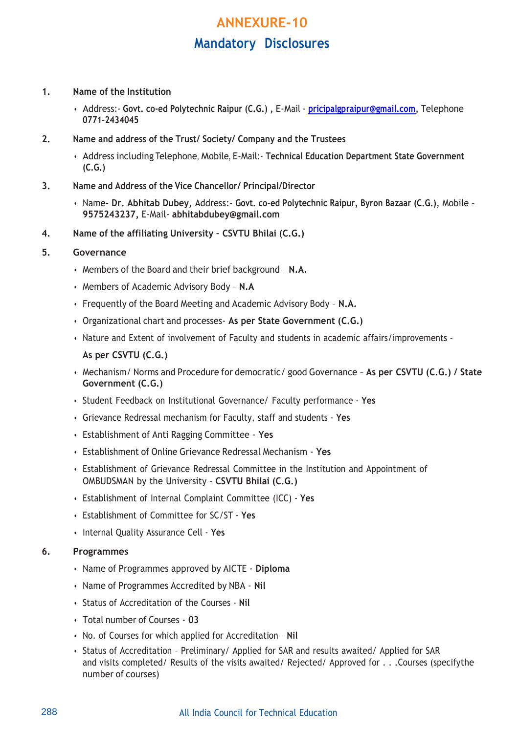# ANNEXURE-10

## Mandatory Disclosures

1. **Name of the Institution**
   - Address:- **Govt. co-ed Polytechnic Raipur (C.G.)** , E-Mail - **pricipalgpraipur@gmail.com**, Telephone **0771-2434045**

2. **Name and address of the Trust/ Society/ Company and the Trustees**
   - Address including Telephone, Mobile, E-Mail:- **Technical Education Department State Government (C.G.)**

3. **Name and Address of the Vice Chancellor/ Principal/Director**
   - Name**- Dr. Abhitab Dubey,** Address:- **Govt. co-ed Polytechnic Raipur, Byron Bazaar (C.G.)**, Mobile – **9575243237,** E-Mail- **abhitabdubey@gmail.com**

4. **Name of the affiliating University – CSVTU Bhilai (C.G.)**

5. **Governance**
   - Members of the Board and their brief background – **N.A.**
   - Members of Academic Advisory Body – **N.A**
   - Frequently of the Board Meeting and Academic Advisory Body – **N.A.**
   - Organizational chart and processes- **As per State Government (C.G.)**
   - Nature and Extent of involvement of Faculty and students in academic affairs/improvements –

     **As per CSVTU (C.G.)**
   - Mechanism/ Norms and Procedure for democratic/ good Governance – **As per CSVTU (C.G.) / State Government (C.G.)**
   - Student Feedback on Institutional Governance/ Faculty performance - **Yes**
   - Grievance Redressal mechanism for Faculty, staff and students - **Yes**
   - Establishment of Anti Ragging Committee - **Yes**
   - Establishment of Online Grievance Redressal Mechanism - **Yes**
   - Establishment of Grievance Redressal Committee in the Institution and Appointment of OMBUDSMAN by the University – **CSVTU Bhilai (C.G.)**
   - Establishment of Internal Complaint Committee (ICC) - **Yes**
   - Establishment of Committee for SC/ST - **Yes**
   - Internal Quality Assurance Cell - **Yes**

6. **Programmes**
   - Name of Programmes approved by AICTE - **Diploma**
   - Name of Programmes Accredited by NBA - **Nil**
   - Status of Accreditation of the Courses - **Nil**
   - Total number of Courses - **03**
   - No. of Courses for which applied for Accreditation – **Nil**
   - Status of Accreditation – Preliminary/ Applied for SAR and results awaited/ Applied for SAR and visits completed/ Results of the visits awaited/ Rejected/ Approved for . . .Courses (specifythe number of courses)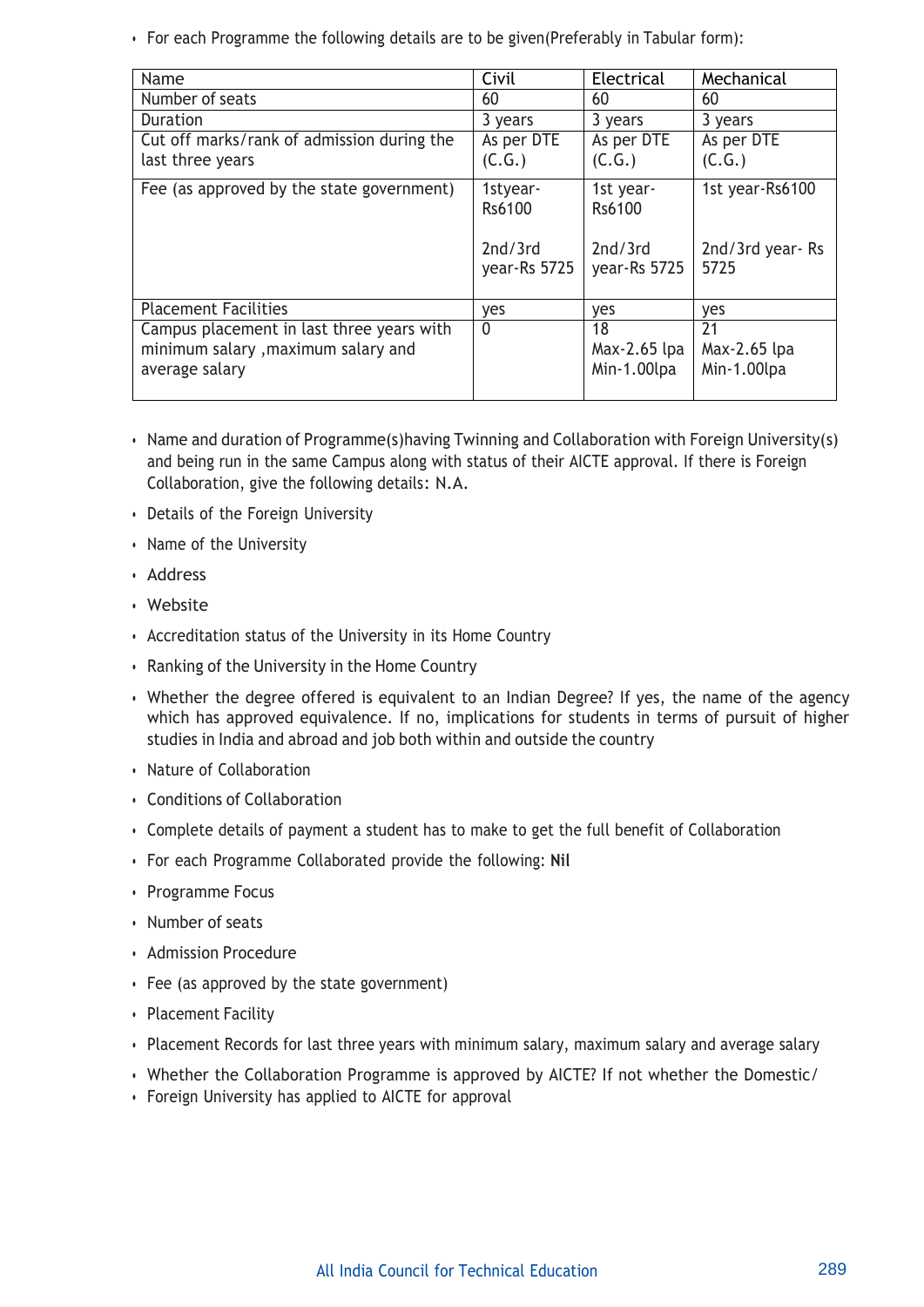- For each Programme the following details are to be given(Preferably in Tabular form):

| Name | Civil | Electrical | Mechanical |
|---|---|---|---|
| Number of seats | 60 | 60 | 60 |
| Duration | 3 years | 3 years | 3 years |
| Cut off marks/rank of admission during the last three years | As per DTE (C.G.) | As per DTE (C.G.) | As per DTE (C.G.) |
| Fee (as approved by the state government) | 1styear-Rs6100<br><br>2nd/3rd year-Rs 5725 | 1st year-Rs6100<br><br>2nd/3rd year-Rs 5725 | 1st year-Rs6100<br><br>2nd/3rd year- Rs 5725 |
| Placement Facilities | yes | yes | yes |
| Campus placement in last three years with minimum salary ,maximum salary and average salary | 0 | 18<br>Max-2.65 lpa<br>Min-1.00lpa | 21<br>Max-2.65 lpa<br>Min-1.00lpa |

- Name and duration of Programme(s)having Twinning and Collaboration with Foreign University(s) and being run in the same Campus along with status of their AICTE approval. If there is Foreign Collaboration, give the following details: N.A.
- Details of the Foreign University
- Name of the University
- Address
- Website
- Accreditation status of the University in its Home Country
- Ranking of the University in the Home Country
- Whether the degree offered is equivalent to an Indian Degree? If yes, the name of the agency which has approved equivalence. If no, implications for students in terms of pursuit of higher studies in India and abroad and job both within and outside the country
- Nature of Collaboration
- Conditions of Collaboration
- Complete details of payment a student has to make to get the full benefit of Collaboration
- For each Programme Collaborated provide the following: **Nil**
- Programme Focus
- Number of seats
- Admission Procedure
- Fee (as approved by the state government)
- Placement Facility
- Placement Records for last three years with minimum salary, maximum salary and average salary
- Whether the Collaboration Programme is approved by AICTE? If not whether the Domestic/
- Foreign University has applied to AICTE for approval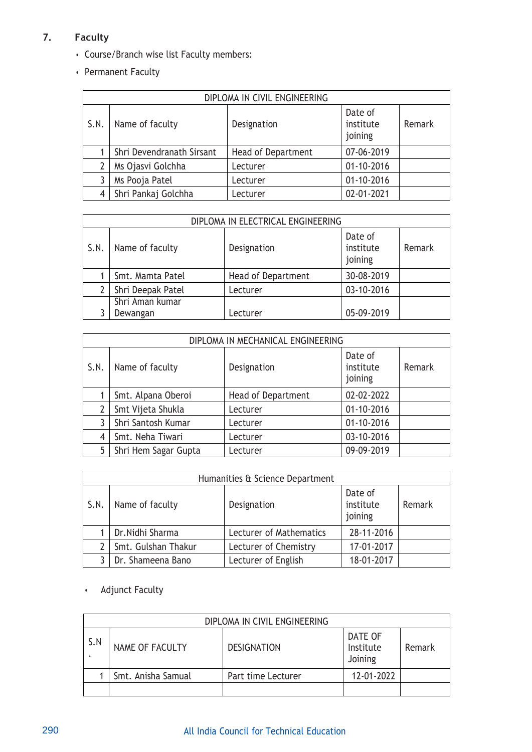## 7. Faculty

- Course/Branch wise list Faculty members:
- Permanent Faculty

| DIPLOMA IN CIVIL ENGINEERING | | | | |
|---|---|---|---|---|
| S.N. | Name of faculty | Designation | Date of institute joining | Remark |
| 1 | Shri Devendranath Sirsant | Head of Department | 07-06-2019 | |
| 2 | Ms Ojasvi Golchha | Lecturer | 01-10-2016 | |
| 3 | Ms Pooja Patel | Lecturer | 01-10-2016 | |
| 4 | Shri Pankaj Golchha | Lecturer | 02-01-2021 | |

| DIPLOMA IN ELECTRICAL ENGINEERING | | | | |
|---|---|---|---|---|
| S.N. | Name of faculty | Designation | Date of institute joining | Remark |
| 1 | Smt. Mamta Patel | Head of Department | 30-08-2019 | |
| 2 | Shri Deepak Patel | Lecturer | 03-10-2016 | |
| 3 | Shri Aman kumar Dewangan | Lecturer | 05-09-2019 | |

| DIPLOMA IN MECHANICAL ENGINEERING | | | | |
|---|---|---|---|---|
| S.N. | Name of faculty | Designation | Date of institute joining | Remark |
| 1 | Smt. Alpana Oberoi | Head of Department | 02-02-2022 | |
| 2 | Smt Vijeta Shukla | Lecturer | 01-10-2016 | |
| 3 | Shri Santosh Kumar | Lecturer | 01-10-2016 | |
| 4 | Smt. Neha Tiwari | Lecturer | 03-10-2016 | |
| 5 | Shri Hem Sagar Gupta | Lecturer | 09-09-2019 | |

| Humanities & Science Department | | | | |
|---|---|---|---|---|
| S.N. | Name of faculty | Designation | Date of institute joining | Remark |
| 1 | Dr.Nidhi Sharma | Lecturer of Mathematics | 28-11-2016 | |
| 2 | Smt. Gulshan Thakur | Lecturer of Chemistry | 17-01-2017 | |
| 3 | Dr. Shameena Bano | Lecturer of English | 18-01-2017 | |

- Adjunct Faculty

| DIPLOMA IN CIVIL ENGINEERING | | | | |
|---|---|---|---|---|
| S.N. | NAME OF FACULTY | DESIGNATION | DATE OF Institute Joining | Remark |
| 1 | Smt. Anisha Samual | Part time Lecturer | 12-01-2022 | |
| | | | | |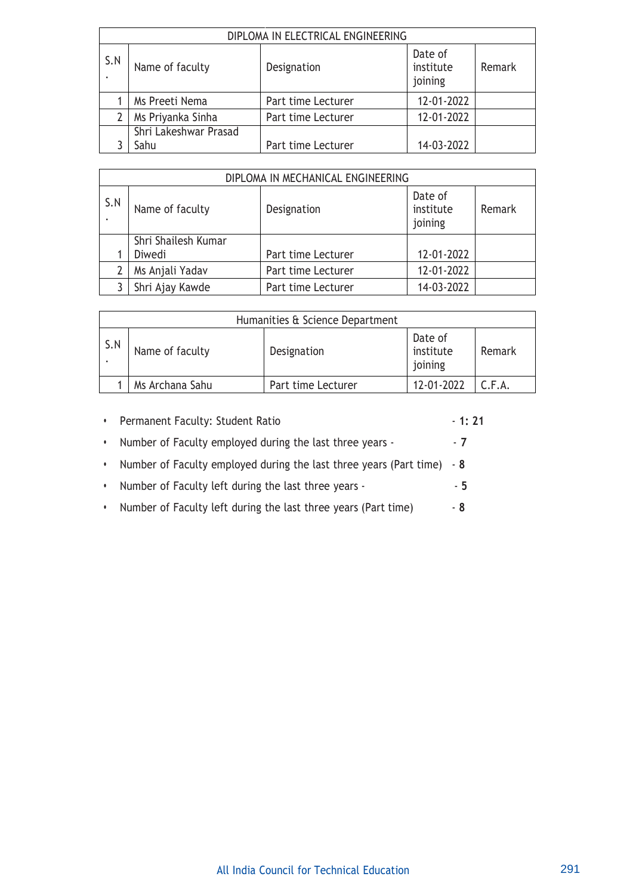| DIPLOMA IN ELECTRICAL ENGINEERING | | | | |
|---|---|---|---|---|
| S.N. | Name of faculty | Designation | Date of institute joining | Remark |
| 1 | Ms Preeti Nema | Part time Lecturer | 12-01-2022 | |
| 2 | Ms Priyanka Sinha | Part time Lecturer | 12-01-2022 | |
| 3 | Shri Lakeshwar Prasad Sahu | Part time Lecturer | 14-03-2022 | |

| DIPLOMA IN MECHANICAL ENGINEERING | | | | |
|---|---|---|---|---|
| S.N. | Name of faculty | Designation | Date of institute joining | Remark |
| 1 | Shri Shailesh Kumar Diwedi | Part time Lecturer | 12-01-2022 | |
| 2 | Ms Anjali Yadav | Part time Lecturer | 12-01-2022 | |
| 3 | Shri Ajay Kawde | Part time Lecturer | 14-03-2022 | |

| Humanities & Science Department | | | | |
|---|---|---|---|---|
| S.N. | Name of faculty | Designation | Date of institute joining | Remark |
| 1 | Ms Archana Sahu | Part time Lecturer | 12-01-2022 | C.F.A. |

- Permanent Faculty: Student Ratio - **1: 21**
- Number of Faculty employed during the last three years - - **7**
- Number of Faculty employed during the last three years (Part time) - **8**
- Number of Faculty left during the last three years - - **5**
- Number of Faculty left during the last three years (Part time) - **8**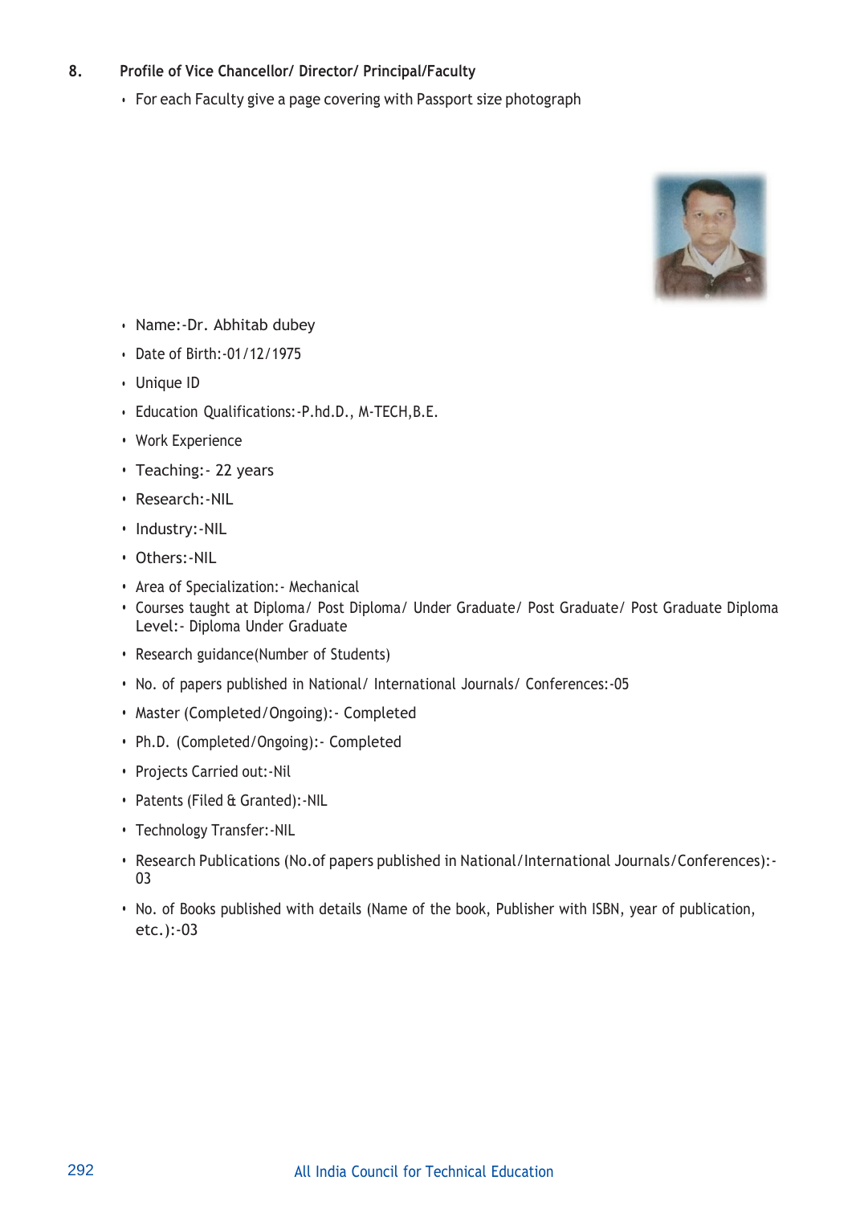## 8. Profile of Vice Chancellor/ Director/ Principal/Faculty

- For each Faculty give a page covering with Passport size photograph

- Name:-Dr. Abhitab dubey
- Date of Birth:-01/12/1975
- Unique ID
- Education Qualifications:-P.hd.D., M-TECH,B.E.
- Work Experience
- Teaching:- 22 years
- Research:-NIL
- Industry:-NIL
- Others:-NIL
- Area of Specialization:- Mechanical
- Courses taught at Diploma/ Post Diploma/ Under Graduate/ Post Graduate/ Post Graduate Diploma Level:- Diploma Under Graduate
- Research guidance(Number of Students)
- No. of papers published in National/ International Journals/ Conferences:-05
- Master (Completed/Ongoing):- Completed
- Ph.D. (Completed/Ongoing):- Completed
- Projects Carried out:-Nil
- Patents (Filed & Granted):-NIL
- Technology Transfer:-NIL
- Research Publications (No.of papers published in National/International Journals/Conferences):-03
- No. of Books published with details (Name of the book, Publisher with ISBN, year of publication, etc.):-03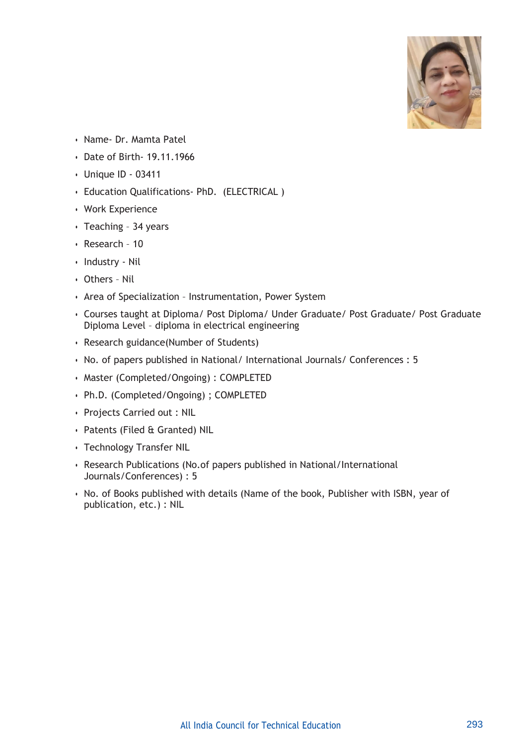- Name- Dr. Mamta Patel
- Date of Birth- 19.11.1966
- Unique ID - 03411
- Education Qualifications- PhD. (ELECTRICAL )
- Work Experience
- Teaching – 34 years
- Research – 10
- Industry - Nil
- Others – Nil
- Area of Specialization – Instrumentation, Power System
- Courses taught at Diploma/ Post Diploma/ Under Graduate/ Post Graduate/ Post Graduate Diploma Level – diploma in electrical engineering
- Research guidance(Number of Students)
- No. of papers published in National/ International Journals/ Conferences : 5
- Master (Completed/Ongoing) : COMPLETED
- Ph.D. (Completed/Ongoing) ; COMPLETED
- Projects Carried out : NIL
- Patents (Filed & Granted) NIL
- Technology Transfer NIL
- Research Publications (No.of papers published in National/International Journals/Conferences) : 5
- No. of Books published with details (Name of the book, Publisher with ISBN, year of publication, etc.) : NIL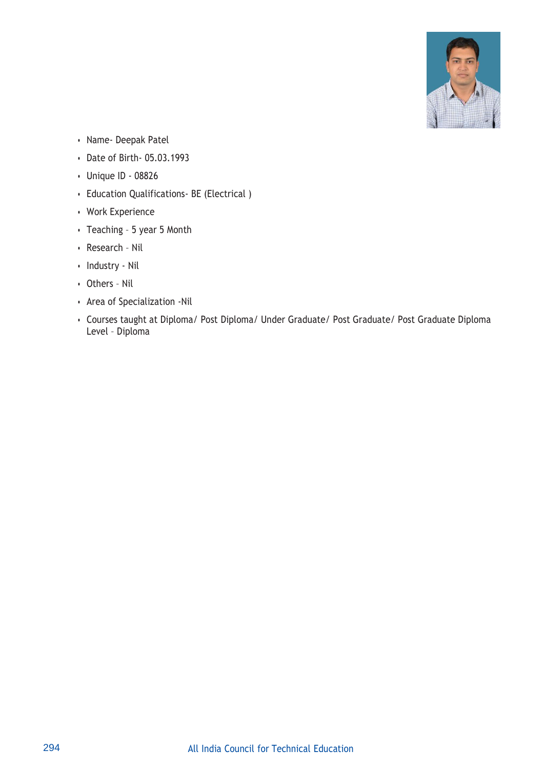- Name- Deepak Patel
- Date of Birth- 05.03.1993
- Unique ID - 08826
- Education Qualifications- BE (Electrical )
- Work Experience
- Teaching – 5 year 5 Month
- Research – Nil
- Industry - Nil
- Others – Nil
- Area of Specialization -Nil
- Courses taught at Diploma/ Post Diploma/ Under Graduate/ Post Graduate/ Post Graduate Diploma Level – Diploma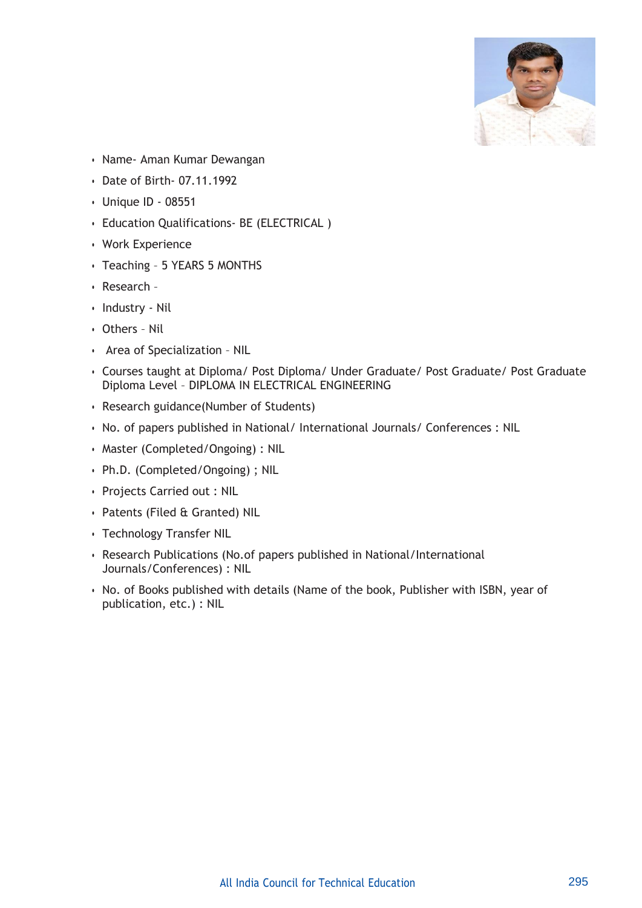- Name- Aman Kumar Dewangan
- Date of Birth- 07.11.1992
- Unique ID - 08551
- Education Qualifications- BE (ELECTRICAL )
- Work Experience
- Teaching – 5 YEARS 5 MONTHS
- Research –
- Industry - Nil
- Others – Nil
- Area of Specialization – NIL
- Courses taught at Diploma/ Post Diploma/ Under Graduate/ Post Graduate/ Post Graduate Diploma Level – DIPLOMA IN ELECTRICAL ENGINEERING
- Research guidance(Number of Students)
- No. of papers published in National/ International Journals/ Conferences : NIL
- Master (Completed/Ongoing) : NIL
- Ph.D. (Completed/Ongoing) ; NIL
- Projects Carried out : NIL
- Patents (Filed & Granted) NIL
- Technology Transfer NIL
- Research Publications (No.of papers published in National/International Journals/Conferences) : NIL
- No. of Books published with details (Name of the book, Publisher with ISBN, year of publication, etc.) : NIL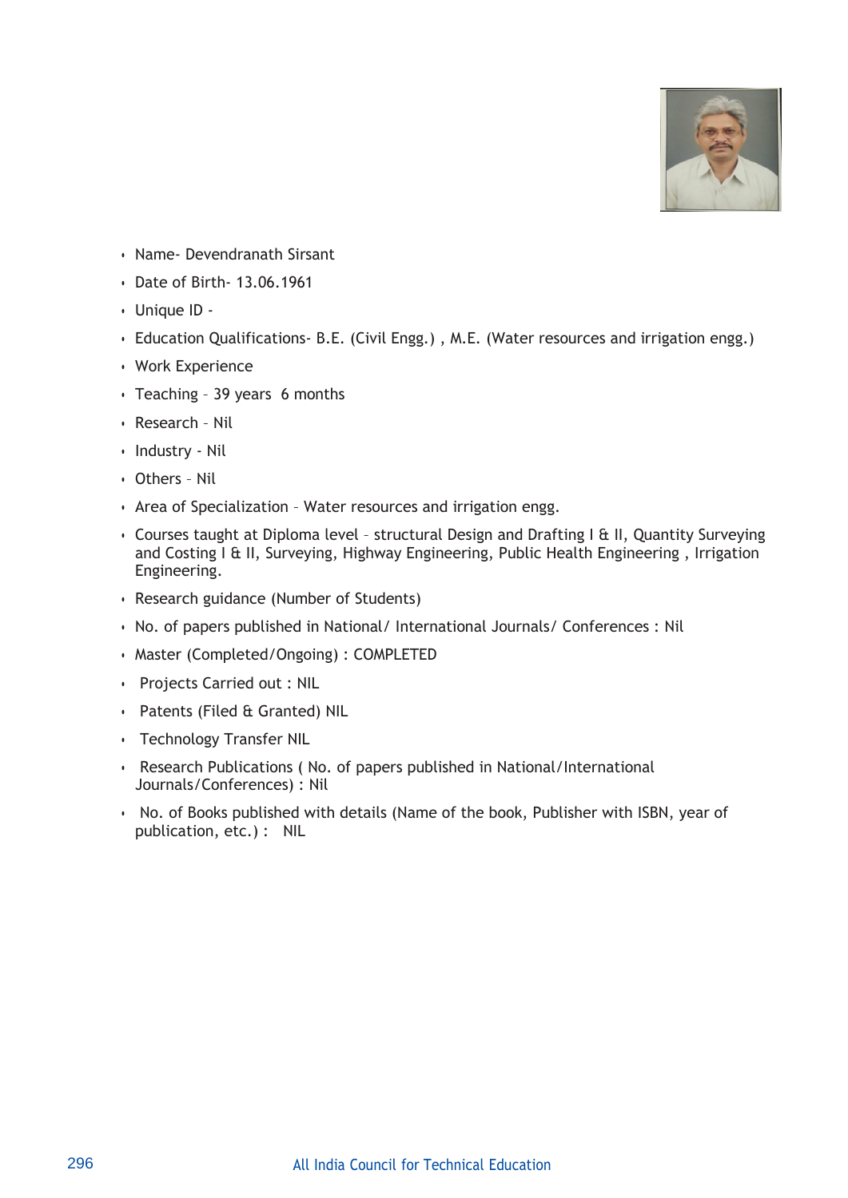- Name- Devendranath Sirsant
- Date of Birth- 13.06.1961
- Unique ID -
- Education Qualifications- B.E. (Civil Engg.) , M.E. (Water resources and irrigation engg.)
- Work Experience
- Teaching – 39 years 6 months
- Research – Nil
- Industry - Nil
- Others – Nil
- Area of Specialization – Water resources and irrigation engg.
- Courses taught at Diploma level – structural Design and Drafting I & II, Quantity Surveying and Costing I & II, Surveying, Highway Engineering, Public Health Engineering , Irrigation Engineering.
- Research guidance (Number of Students)
- No. of papers published in National/ International Journals/ Conferences : Nil
- Master (Completed/Ongoing) : COMPLETED
- Projects Carried out : NIL
- Patents (Filed & Granted) NIL
- Technology Transfer NIL
- Research Publications ( No. of papers published in National/International Journals/Conferences) : Nil
- No. of Books published with details (Name of the book, Publisher with ISBN, year of publication, etc.) : NIL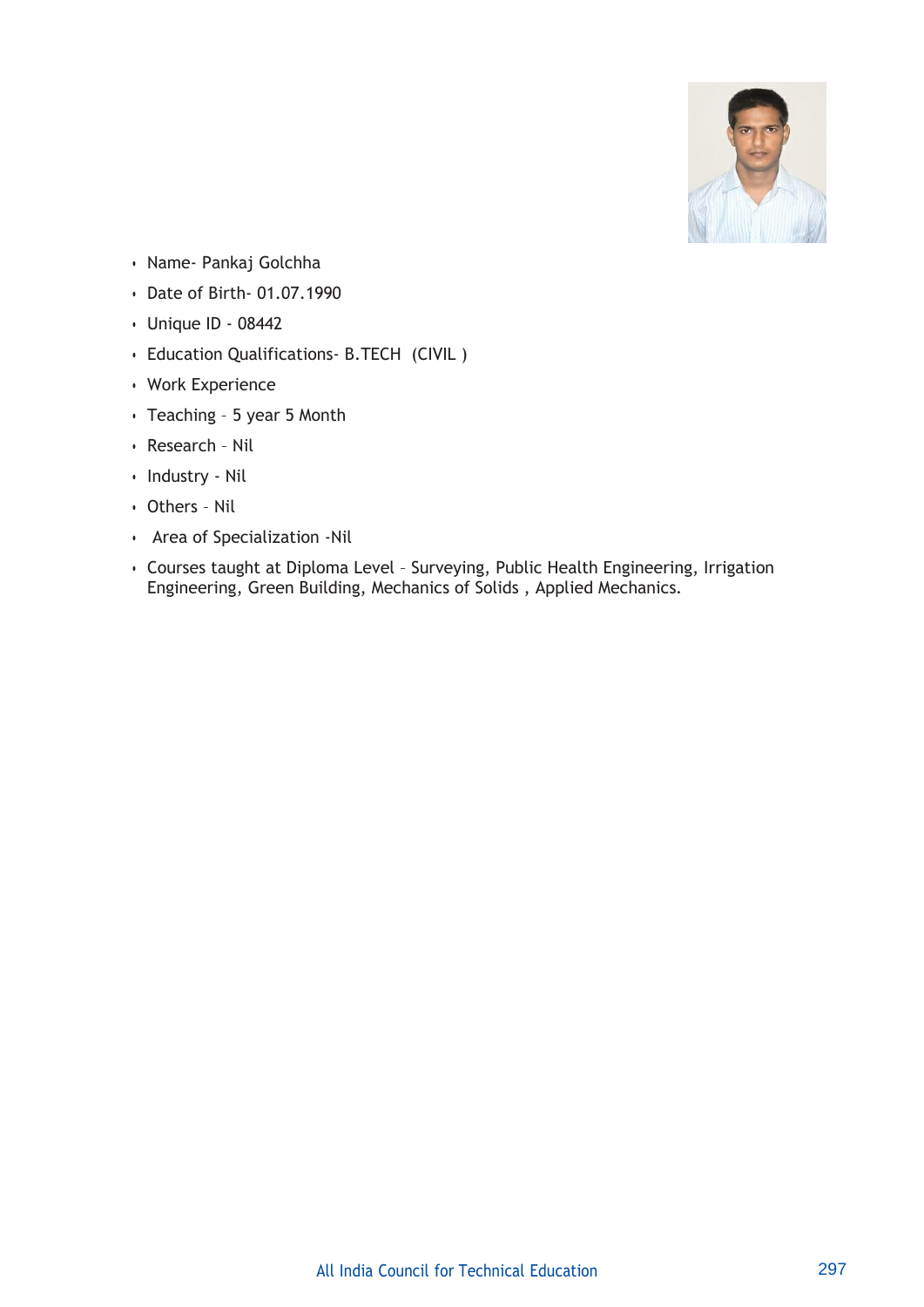- Name- Pankaj Golchha
- Date of Birth- 01.07.1990
- Unique ID - 08442
- Education Qualifications- B.TECH (CIVIL )
- Work Experience
- Teaching – 5 year 5 Month
- Research – Nil
- Industry - Nil
- Others – Nil
- Area of Specialization -Nil
- Courses taught at Diploma Level – Surveying, Public Health Engineering, Irrigation Engineering, Green Building, Mechanics of Solids , Applied Mechanics.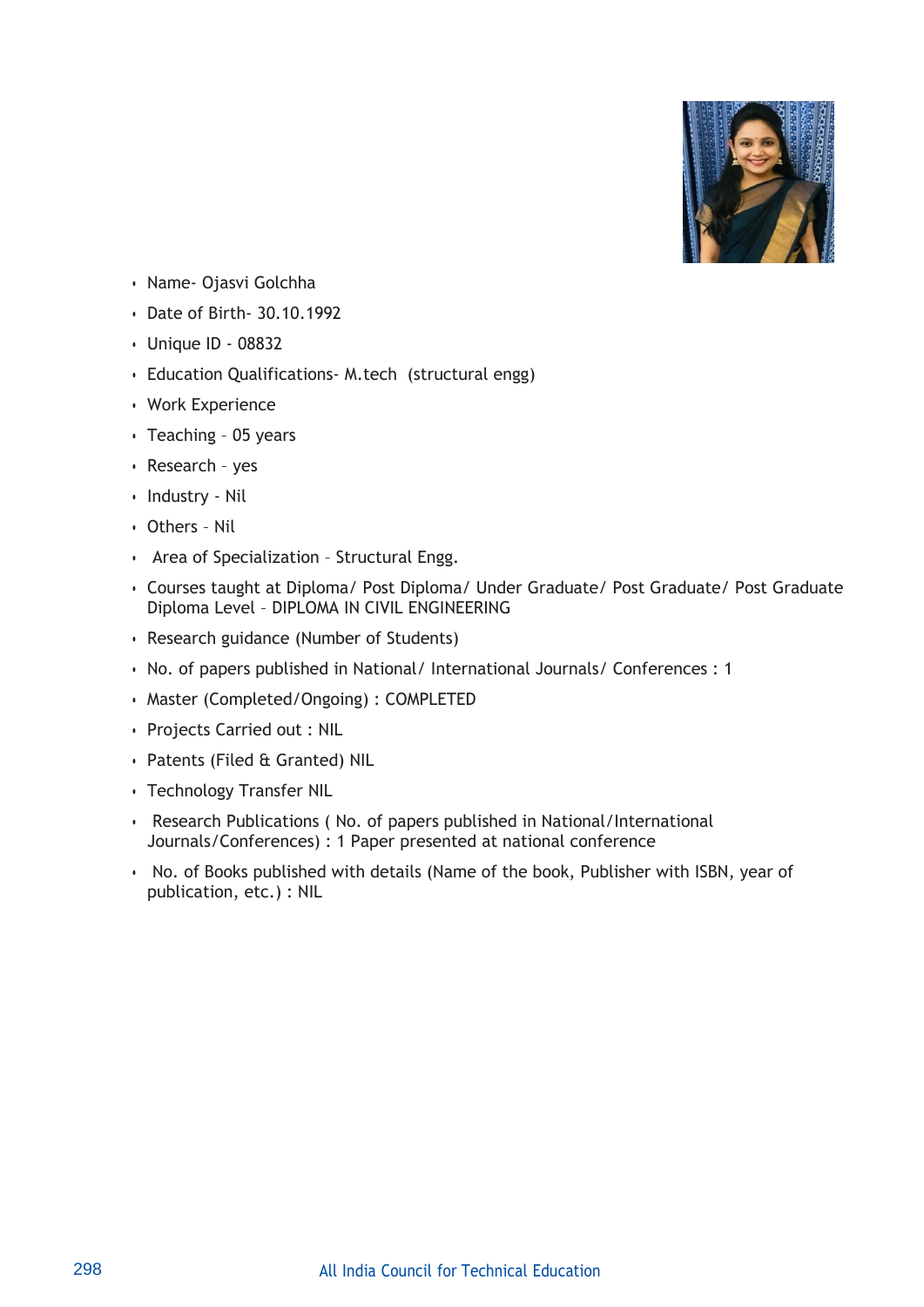- Name- Ojasvi Golchha
- Date of Birth- 30.10.1992
- Unique ID - 08832
- Education Qualifications- M.tech (structural engg)
- Work Experience
- Teaching – 05 years
- Research – yes
- Industry - Nil
- Others – Nil
- Area of Specialization – Structural Engg.
- Courses taught at Diploma/ Post Diploma/ Under Graduate/ Post Graduate/ Post Graduate Diploma Level – DIPLOMA IN CIVIL ENGINEERING
- Research guidance (Number of Students)
- No. of papers published in National/ International Journals/ Conferences : 1
- Master (Completed/Ongoing) : COMPLETED
- Projects Carried out : NIL
- Patents (Filed & Granted) NIL
- Technology Transfer NIL
- Research Publications ( No. of papers published in National/International Journals/Conferences) : 1 Paper presented at national conference
- No. of Books published with details (Name of the book, Publisher with ISBN, year of publication, etc.) : NIL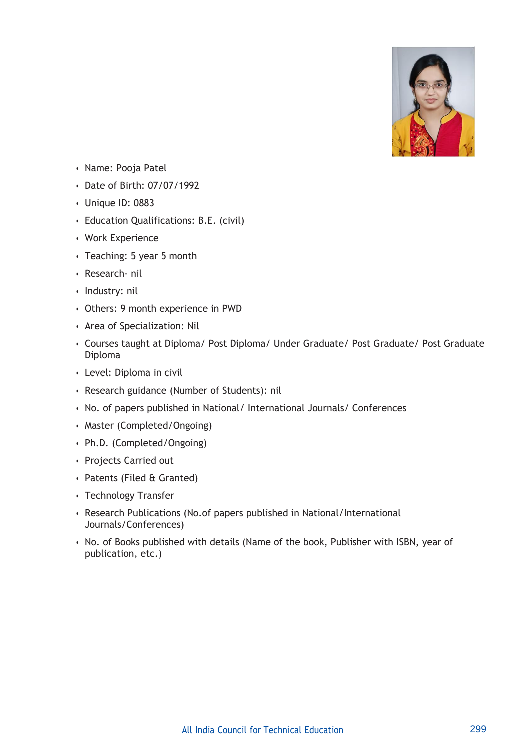- Name: Pooja Patel
- Date of Birth: 07/07/1992
- Unique ID: 0883
- Education Qualifications: B.E. (civil)
- Work Experience
- Teaching: 5 year 5 month
- Research- nil
- Industry: nil
- Others: 9 month experience in PWD
- Area of Specialization: Nil
- Courses taught at Diploma/ Post Diploma/ Under Graduate/ Post Graduate/ Post Graduate Diploma
- Level: Diploma in civil
- Research guidance (Number of Students): nil
- No. of papers published in National/ International Journals/ Conferences
- Master (Completed/Ongoing)
- Ph.D. (Completed/Ongoing)
- Projects Carried out
- Patents (Filed & Granted)
- Technology Transfer
- Research Publications (No.of papers published in National/International Journals/Conferences)
- No. of Books published with details (Name of the book, Publisher with ISBN, year of publication, etc.)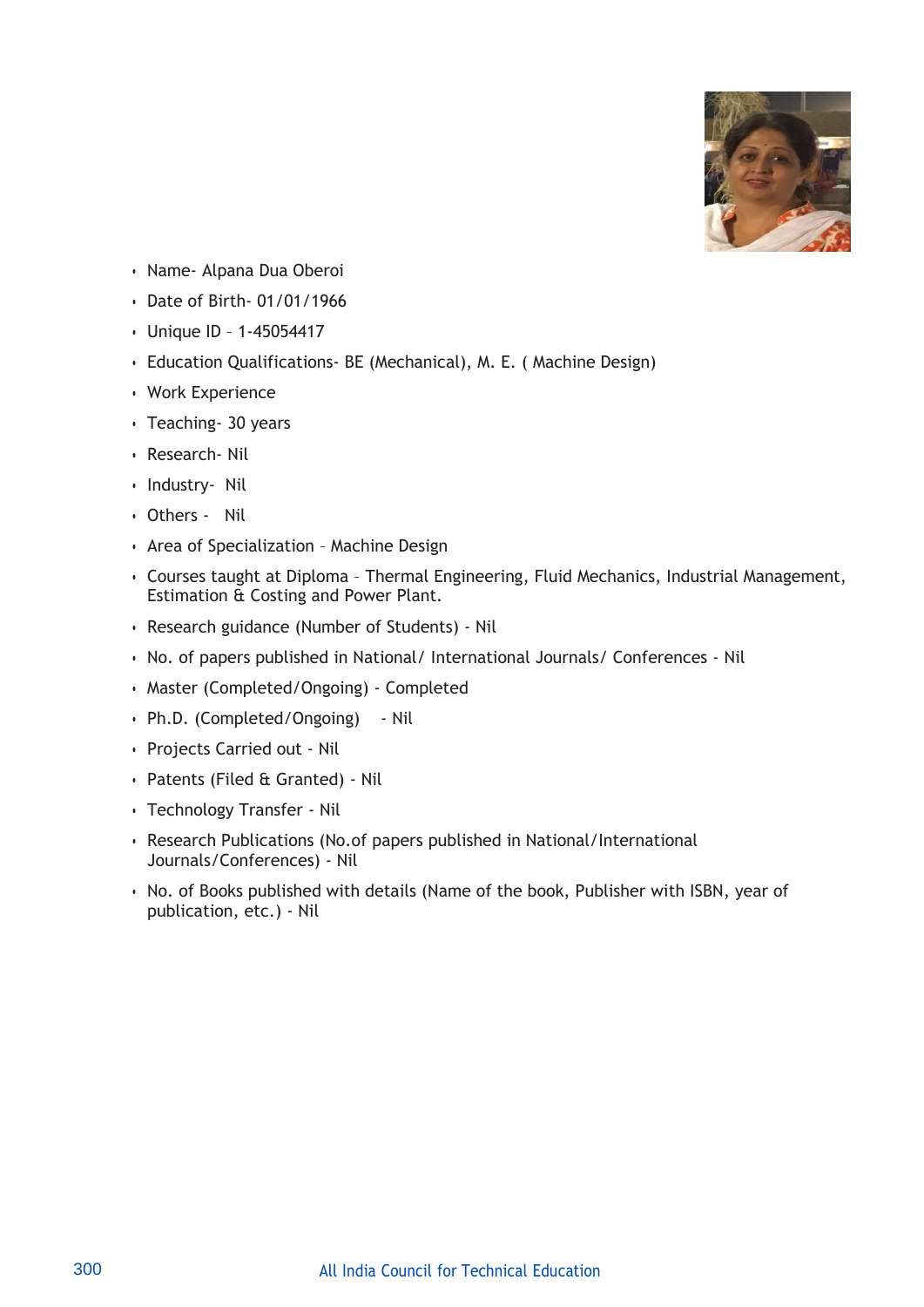- Name- Alpana Dua Oberoi
- Date of Birth- 01/01/1966
- Unique ID – 1-45054417
- Education Qualifications- BE (Mechanical), M. E. ( Machine Design)
- Work Experience
- Teaching- 30 years
- Research- Nil
- Industry- Nil
- Others - Nil
- Area of Specialization – Machine Design
- Courses taught at Diploma – Thermal Engineering, Fluid Mechanics, Industrial Management, Estimation & Costing and Power Plant.
- Research guidance (Number of Students) - Nil
- No. of papers published in National/ International Journals/ Conferences - Nil
- Master (Completed/Ongoing) - Completed
- Ph.D. (Completed/Ongoing) - Nil
- Projects Carried out - Nil
- Patents (Filed & Granted) - Nil
- Technology Transfer - Nil
- Research Publications (No.of papers published in National/International Journals/Conferences) - Nil
- No. of Books published with details (Name of the book, Publisher with ISBN, year of publication, etc.) - Nil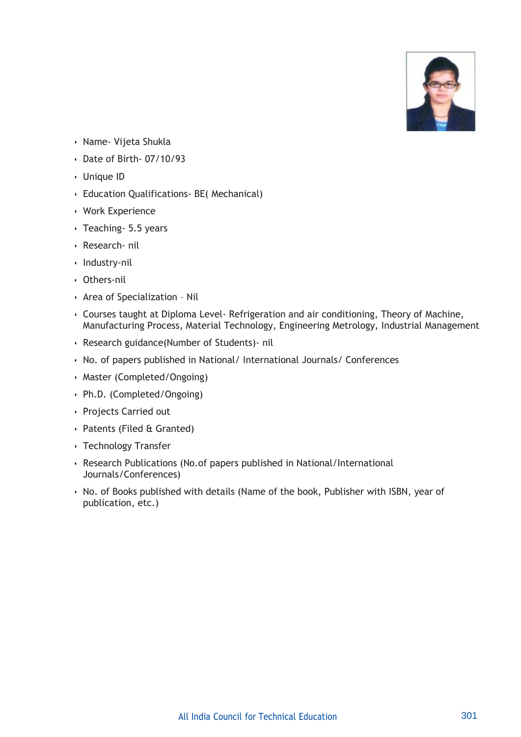- Name- Vijeta Shukla
- Date of Birth- 07/10/93
- Unique ID
- Education Qualifications- BE( Mechanical)
- Work Experience
- Teaching- 5.5 years
- Research- nil
- Industry-nil
- Others-nil
- Area of Specialization – Nil
- Courses taught at Diploma Level- Refrigeration and air conditioning, Theory of Machine, Manufacturing Process, Material Technology, Engineering Metrology, Industrial Management
- Research guidance(Number of Students)- nil
- No. of papers published in National/ International Journals/ Conferences
- Master (Completed/Ongoing)
- Ph.D. (Completed/Ongoing)
- Projects Carried out
- Patents (Filed & Granted)
- Technology Transfer
- Research Publications (No.of papers published in National/International Journals/Conferences)
- No. of Books published with details (Name of the book, Publisher with ISBN, year of publication, etc.)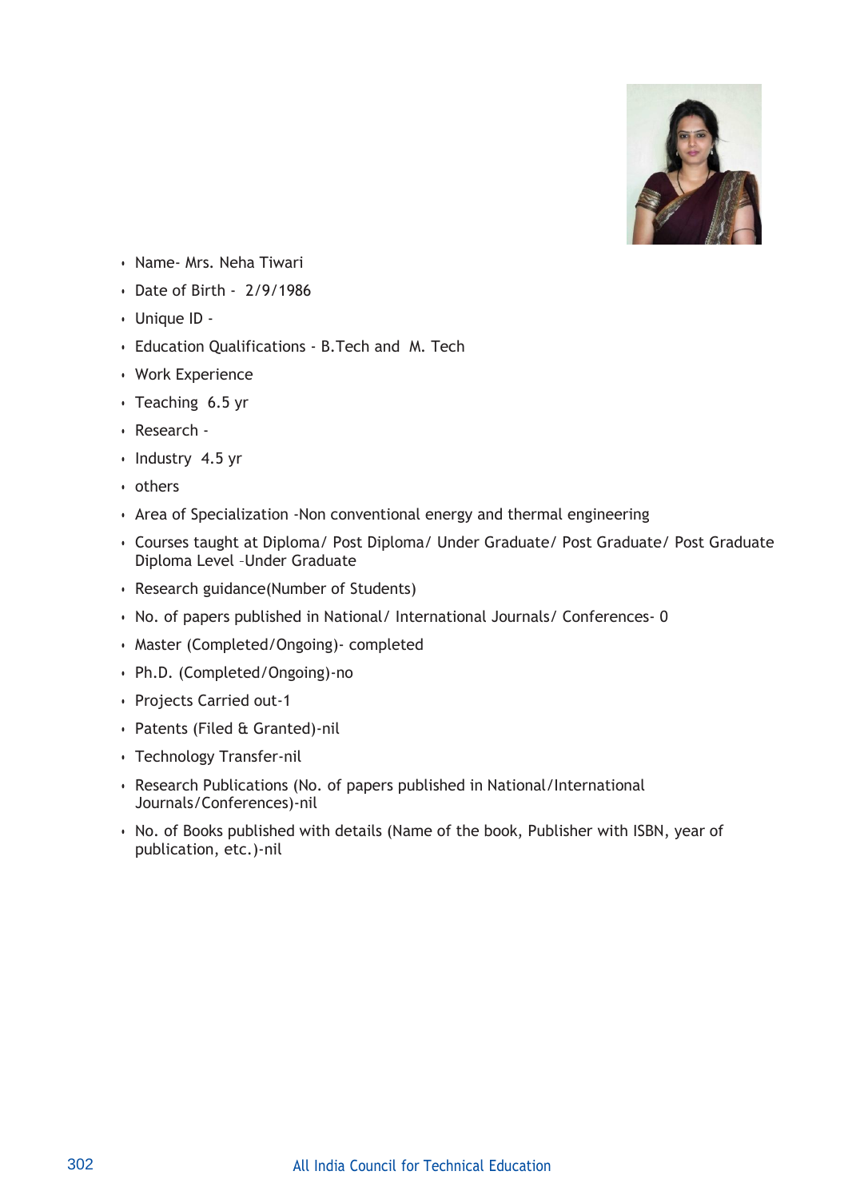- Name- Mrs. Neha Tiwari
- Date of Birth - 2/9/1986
- Unique ID -
- Education Qualifications - B.Tech and M. Tech
- Work Experience
- Teaching 6.5 yr
- Research -
- Industry 4.5 yr
- others
- Area of Specialization -Non conventional energy and thermal engineering
- Courses taught at Diploma/ Post Diploma/ Under Graduate/ Post Graduate/ Post Graduate Diploma Level –Under Graduate
- Research guidance(Number of Students)
- No. of papers published in National/ International Journals/ Conferences- 0
- Master (Completed/Ongoing)- completed
- Ph.D. (Completed/Ongoing)-no
- Projects Carried out-1
- Patents (Filed & Granted)-nil
- Technology Transfer-nil
- Research Publications (No. of papers published in National/International Journals/Conferences)-nil
- No. of Books published with details (Name of the book, Publisher with ISBN, year of publication, etc.)-nil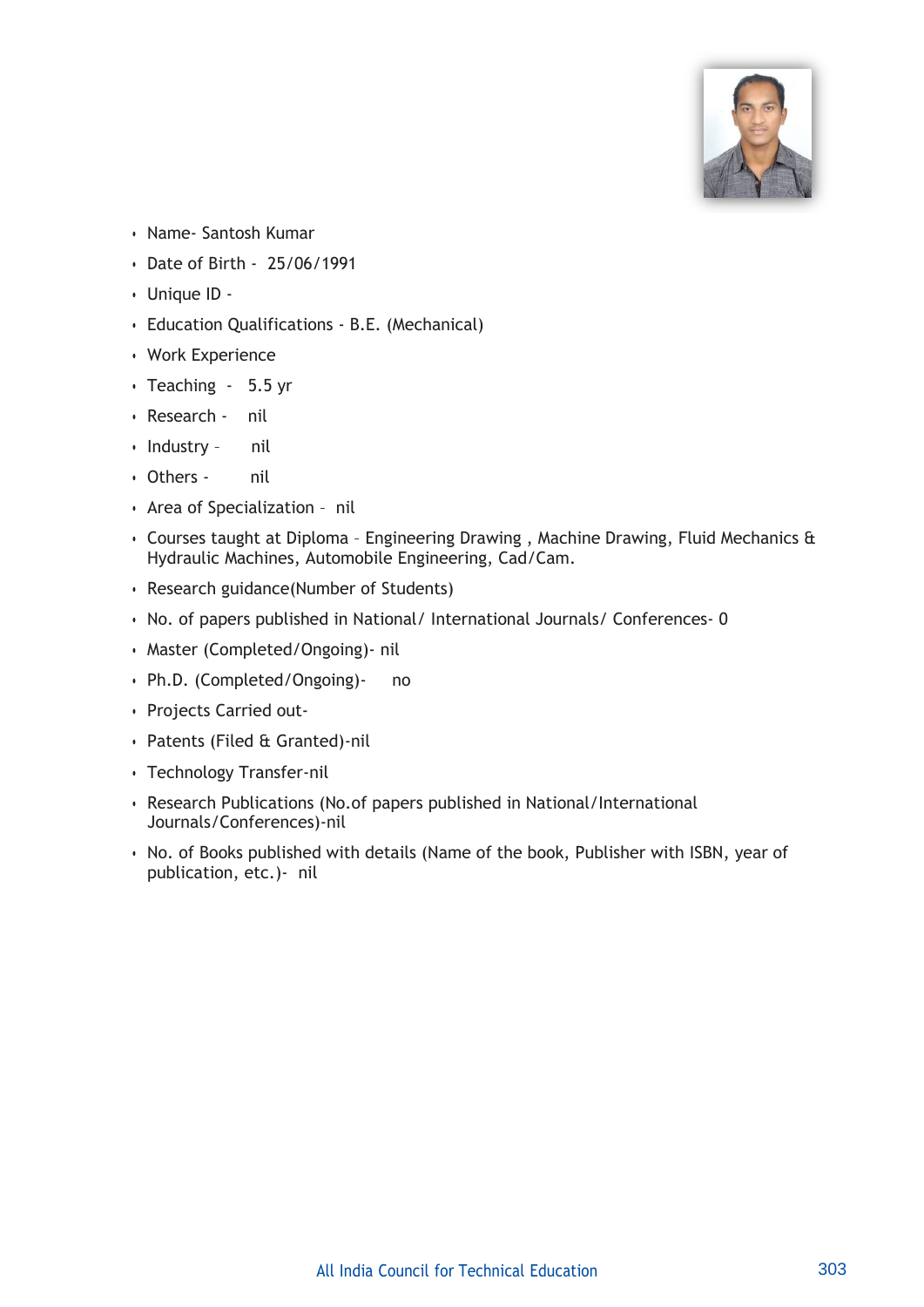- Name- Santosh Kumar
- Date of Birth - 25/06/1991
- Unique ID -
- Education Qualifications - B.E. (Mechanical)
- Work Experience
- Teaching - 5.5 yr
- Research - nil
- Industry - nil
- Others - nil
- Area of Specialization – nil
- Courses taught at Diploma – Engineering Drawing , Machine Drawing, Fluid Mechanics & Hydraulic Machines, Automobile Engineering, Cad/Cam.
- Research guidance(Number of Students)
- No. of papers published in National/ International Journals/ Conferences- 0
- Master (Completed/Ongoing)- nil
- Ph.D. (Completed/Ongoing)- no
- Projects Carried out-
- Patents (Filed & Granted)-nil
- Technology Transfer-nil
- Research Publications (No.of papers published in National/International Journals/Conferences)-nil
- No. of Books published with details (Name of the book, Publisher with ISBN, year of publication, etc.)- nil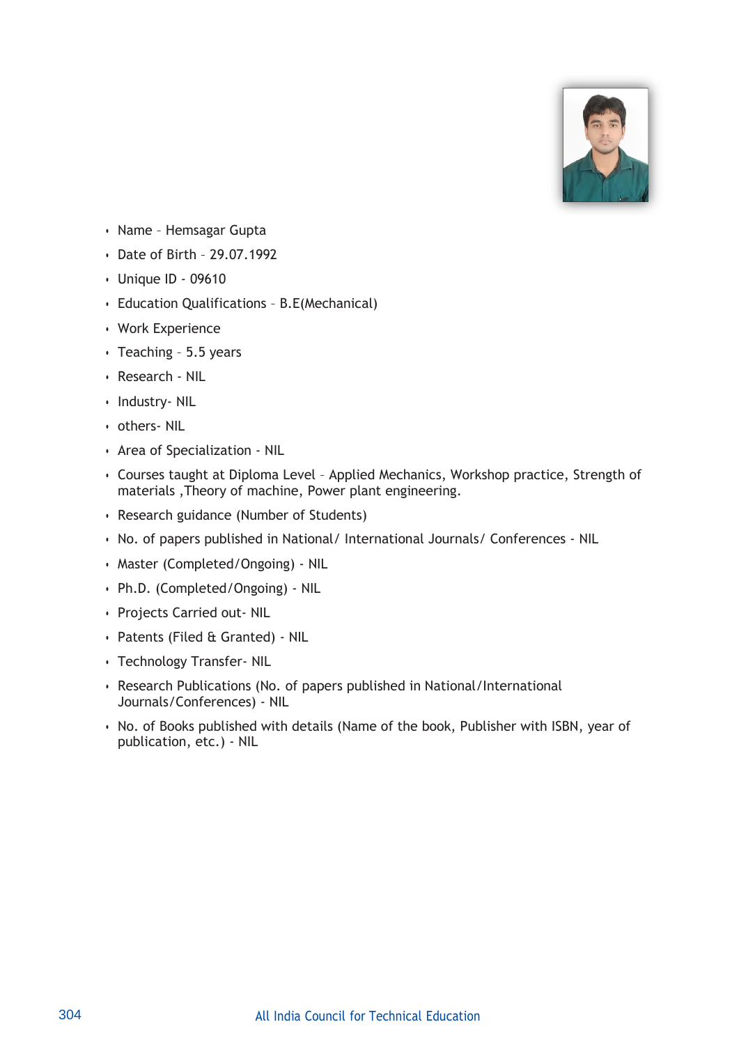- Name – Hemsagar Gupta
- Date of Birth – 29.07.1992
- Unique ID - 09610
- Education Qualifications – B.E(Mechanical)
- Work Experience
- Teaching – 5.5 years
- Research - NIL
- Industry- NIL
- others- NIL
- Area of Specialization - NIL
- Courses taught at Diploma Level – Applied Mechanics, Workshop practice, Strength of materials ,Theory of machine, Power plant engineering.
- Research guidance (Number of Students)
- No. of papers published in National/ International Journals/ Conferences - NIL
- Master (Completed/Ongoing) - NIL
- Ph.D. (Completed/Ongoing) - NIL
- Projects Carried out- NIL
- Patents (Filed & Granted) - NIL
- Technology Transfer- NIL
- Research Publications (No. of papers published in National/International Journals/Conferences) - NIL
- No. of Books published with details (Name of the book, Publisher with ISBN, year of publication, etc.) - NIL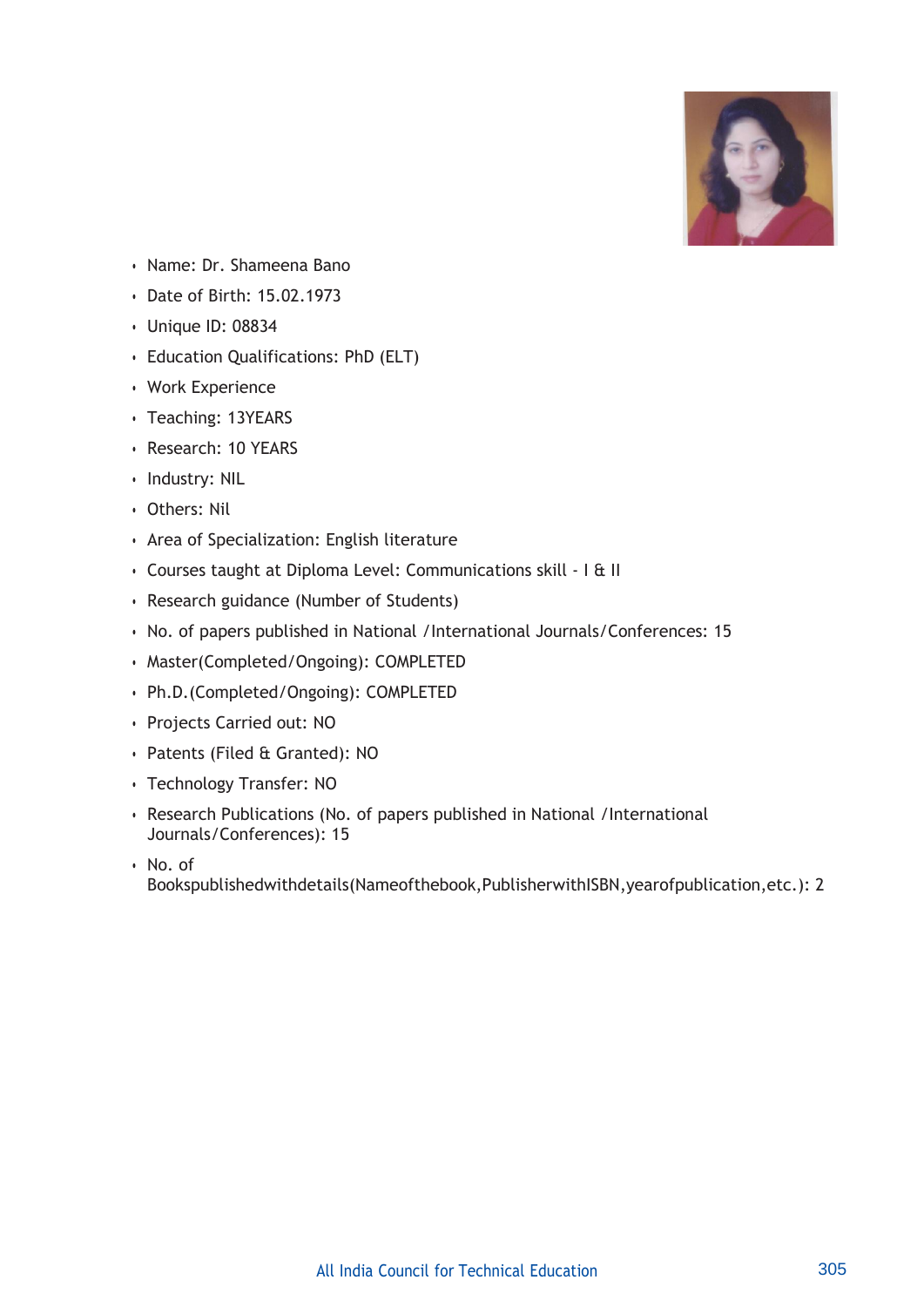- Name: Dr. Shameena Bano
- Date of Birth: 15.02.1973
- Unique ID: 08834
- Education Qualifications: PhD (ELT)
- Work Experience
- Teaching: 13YEARS
- Research: 10 YEARS
- Industry: NIL
- Others: Nil
- Area of Specialization: English literature
- Courses taught at Diploma Level: Communications skill - I & II
- Research guidance (Number of Students)
- No. of papers published in National /International Journals/Conferences: 15
- Master(Completed/Ongoing): COMPLETED
- Ph.D.(Completed/Ongoing): COMPLETED
- Projects Carried out: NO
- Patents (Filed & Granted): NO
- Technology Transfer: NO
- Research Publications (No. of papers published in National /International Journals/Conferences): 15
- No. of Bookspublishedwithdetails(Nameofthebook,PublisherwithISBN,yearofpublication,etc.): 2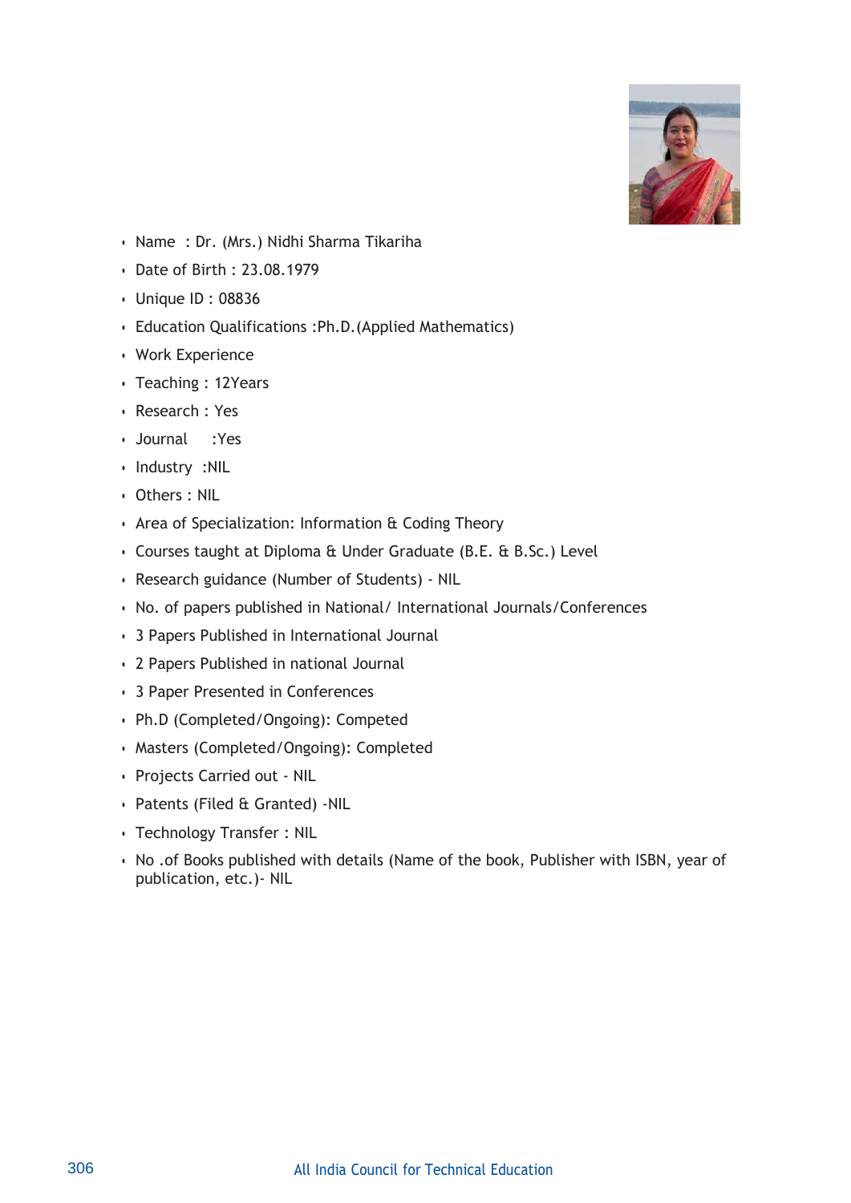- Name : Dr. (Mrs.) Nidhi Sharma Tikariha
- Date of Birth : 23.08.1979
- Unique ID : 08836
- Education Qualifications :Ph.D.(Applied Mathematics)
- Work Experience
- Teaching : 12Years
- Research : Yes
- Journal :Yes
- Industry :NIL
- Others : NIL
- Area of Specialization: Information & Coding Theory
- Courses taught at Diploma & Under Graduate (B.E. & B.Sc.) Level
- Research guidance (Number of Students) - NIL
- No. of papers published in National/ International Journals/Conferences
- 3 Papers Published in International Journal
- 2 Papers Published in national Journal
- 3 Paper Presented in Conferences
- Ph.D (Completed/Ongoing): Competed
- Masters (Completed/Ongoing): Completed
- Projects Carried out - NIL
- Patents (Filed & Granted) -NIL
- Technology Transfer : NIL
- No .of Books published with details (Name of the book, Publisher with ISBN, year of publication, etc.)- NIL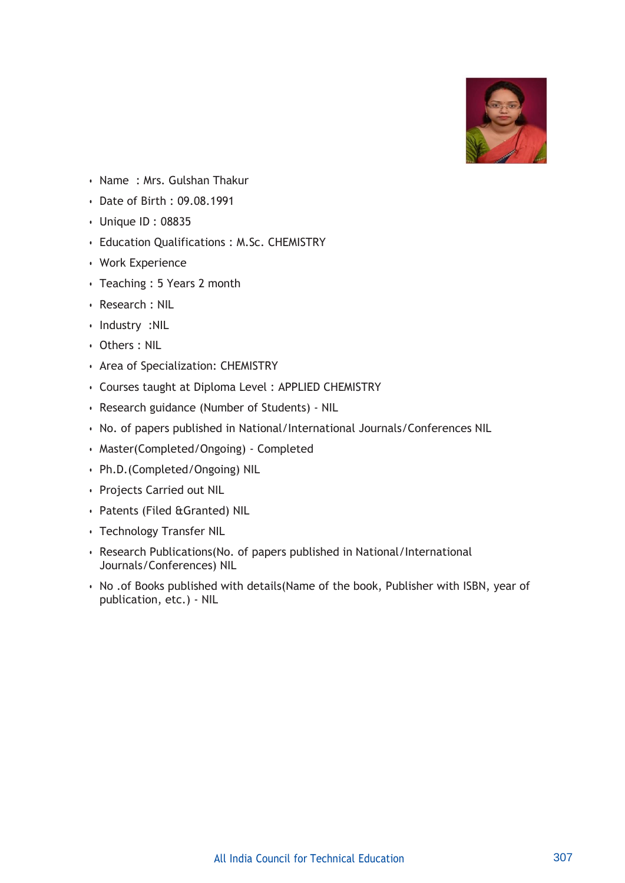- Name : Mrs. Gulshan Thakur
- Date of Birth : 09.08.1991
- Unique ID : 08835
- Education Qualifications : M.Sc. CHEMISTRY
- Work Experience
- Teaching : 5 Years 2 month
- Research : NIL
- Industry :NIL
- Others : NIL
- Area of Specialization: CHEMISTRY
- Courses taught at Diploma Level : APPLIED CHEMISTRY
- Research guidance (Number of Students) - NIL
- No. of papers published in National/International Journals/Conferences NIL
- Master(Completed/Ongoing) - Completed
- Ph.D.(Completed/Ongoing) NIL
- Projects Carried out NIL
- Patents (Filed &Granted) NIL
- Technology Transfer NIL
- Research Publications(No. of papers published in National/International Journals/Conferences) NIL
- No .of Books published with details(Name of the book, Publisher with ISBN, year of publication, etc.) - NIL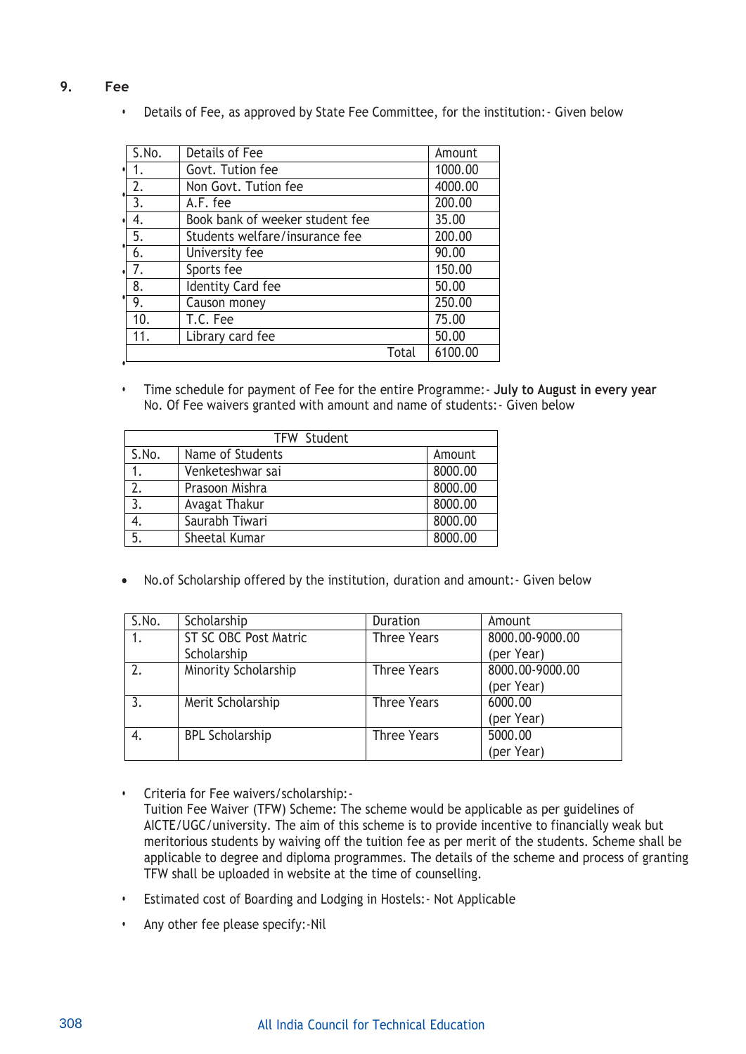## 9. Fee

- Details of Fee, as approved by State Fee Committee, for the institution:- Given below

| S.No. | Details of Fee | Amount |
|---|---|---|
| 1. | Govt. Tution fee | 1000.00 |
| 2. | Non Govt. Tution fee | 4000.00 |
| 3. | A.F. fee | 200.00 |
| 4. | Book bank of weeker student fee | 35.00 |
| 5. | Students welfare/insurance fee | 200.00 |
| 6. | University fee | 90.00 |
| 7. | Sports fee | 150.00 |
| 8. | Identity Card fee | 50.00 |
| 9. | Causon money | 250.00 |
| 10. | T.C. Fee | 75.00 |
| 11. | Library card fee | 50.00 |
| | Total | 6100.00 |

- Time schedule for payment of Fee for the entire Programme:- **July to August in every year**
  No. Of Fee waivers granted with amount and name of students:- Given below

| TFW Student | | |
|---|---|---|
| S.No. | Name of Students | Amount |
| 1. | Venketeshwar sai | 8000.00 |
| 2. | Prasoon Mishra | 8000.00 |
| 3. | Avagat Thakur | 8000.00 |
| 4. | Saurabh Tiwari | 8000.00 |
| 5. | Sheetal Kumar | 8000.00 |

- No.of Scholarship offered by the institution, duration and amount:- Given below

| S.No. | Scholarship | Duration | Amount |
|---|---|---|---|
| 1. | ST SC OBC Post Matric Scholarship | Three Years | 8000.00-9000.00 (per Year) |
| 2. | Minority Scholarship | Three Years | 8000.00-9000.00 (per Year) |
| 3. | Merit Scholarship | Three Years | 6000.00 (per Year) |
| 4. | BPL Scholarship | Three Years | 5000.00 (per Year) |

- Criteria for Fee waivers/scholarship:-
  Tuition Fee Waiver (TFW) Scheme: The scheme would be applicable as per guidelines of AICTE/UGC/university. The aim of this scheme is to provide incentive to financially weak but meritorious students by waiving off the tuition fee as per merit of the students. Scheme shall be applicable to degree and diploma programmes. The details of the scheme and process of granting TFW shall be uploaded in website at the time of counselling.
- Estimated cost of Boarding and Lodging in Hostels:- Not Applicable
- Any other fee please specify:-Nil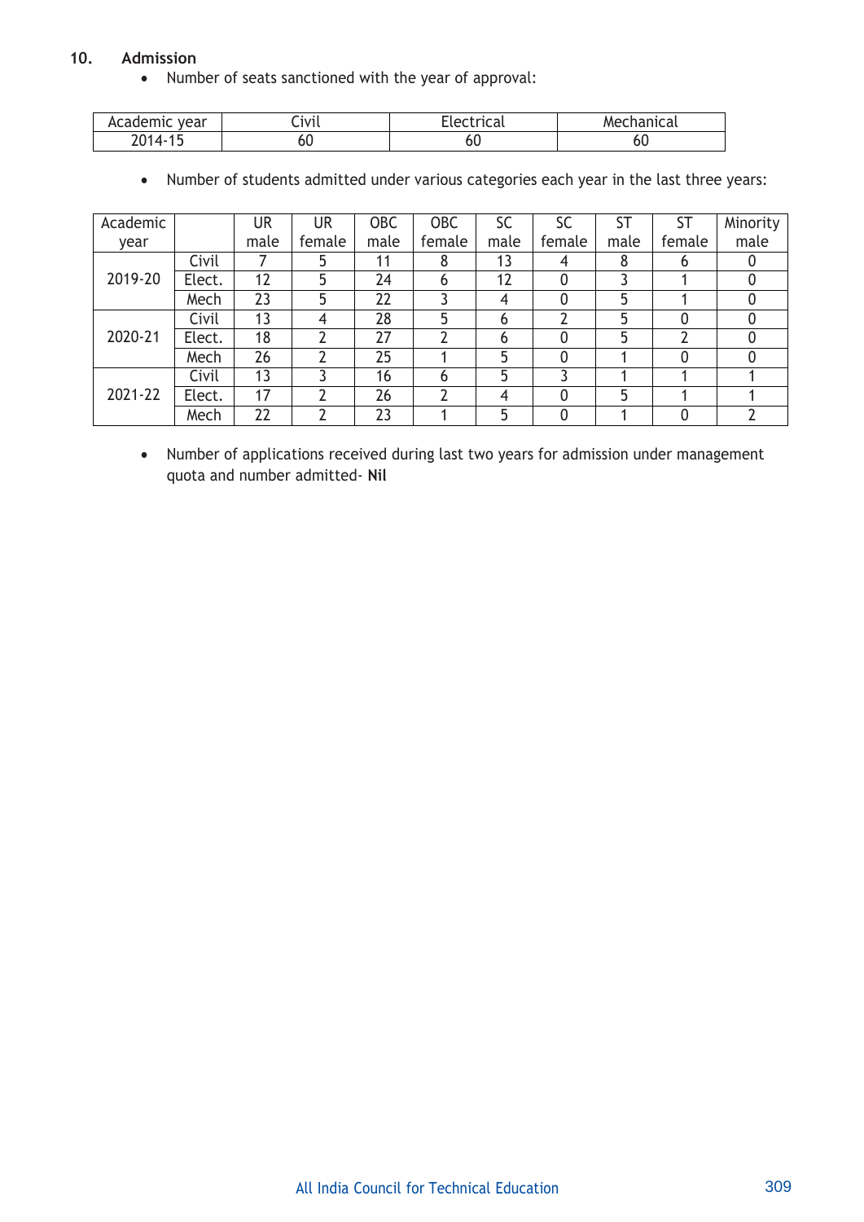## 10. Admission

- Number of seats sanctioned with the year of approval:

| Academic year | Civil | Electrical | Mechanical |
|---|---|---|---|
| 2014-15 | 60 | 60 | 60 |

- Number of students admitted under various categories each year in the last three years:

| Academic year | | UR male | UR female | OBC male | OBC female | SC male | SC female | ST male | ST female | Minority male |
|---|---|---|---|---|---|---|---|---|---|---|
| 2019-20 | Civil | 7 | 5 | 11 | 8 | 13 | 4 | 8 | 6 | 0 |
| | Elect. | 12 | 5 | 24 | 6 | 12 | 0 | 3 | 1 | 0 |
| | Mech | 23 | 5 | 22 | 3 | 4 | 0 | 5 | 1 | 0 |
| 2020-21 | Civil | 13 | 4 | 28 | 5 | 6 | 2 | 5 | 0 | 0 |
| | Elect. | 18 | 2 | 27 | 2 | 6 | 0 | 5 | 2 | 0 |
| | Mech | 26 | 2 | 25 | 1 | 5 | 0 | 1 | 0 | 0 |
| 2021-22 | Civil | 13 | 3 | 16 | 6 | 5 | 3 | 1 | 1 | 1 |
| | Elect. | 17 | 2 | 26 | 2 | 4 | 0 | 5 | 1 | 1 |
| | Mech | 22 | 2 | 23 | 1 | 5 | 0 | 1 | 0 | 2 |

- Number of applications received during last two years for admission under management quota and number admitted- **Nil**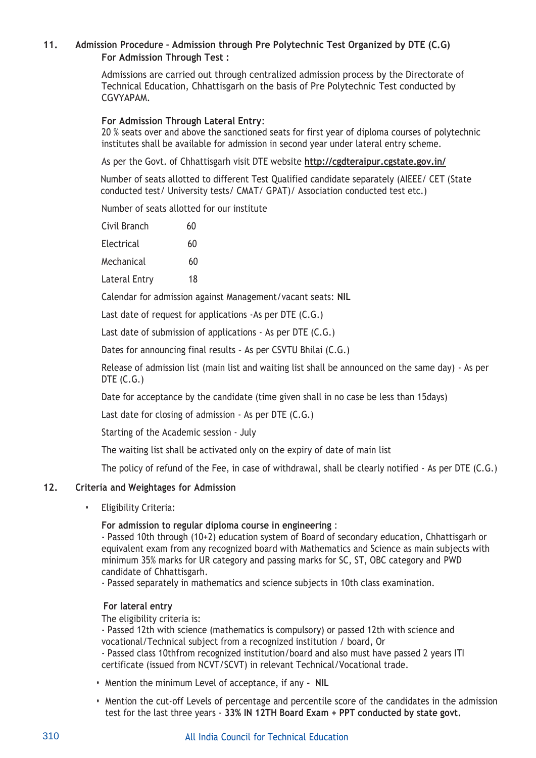## 11. Admission Procedure - Admission through Pre Polytechnic Test Organized by DTE (C.G)

**For Admission Through Test :**

Admissions are carried out through centralized admission process by the Directorate of Technical Education, Chhattisgarh on the basis of Pre Polytechnic Test conducted by CGVYAPAM.

**For Admission Through Lateral Entry**:
20 % seats over and above the sanctioned seats for first year of diploma courses of polytechnic institutes shall be available for admission in second year under lateral entry scheme.

As per the Govt. of Chhattisgarh visit DTE website **http://cgdteraipur.cgstate.gov.in/**

Number of seats allotted to different Test Qualified candidate separately (AIEEE/ CET (State conducted test/ University tests/ CMAT/ GPAT)/ Association conducted test etc.)

Number of seats allotted for our institute

| | |
|---|---|
| Civil Branch | 60 |
| Electrical | 60 |
| Mechanical | 60 |
| Lateral Entry | 18 |

Calendar for admission against Management/vacant seats: **NIL**

Last date of request for applications -As per DTE (C.G.)

Last date of submission of applications - As per DTE (C.G.)

Dates for announcing final results – As per CSVTU Bhilai (C.G.)

Release of admission list (main list and waiting list shall be announced on the same day) - As per DTE (C.G.)

Date for acceptance by the candidate (time given shall in no case be less than 15days)

Last date for closing of admission - As per DTE (C.G.)

Starting of the Academic session - July

The waiting list shall be activated only on the expiry of date of main list

The policy of refund of the Fee, in case of withdrawal, shall be clearly notified - As per DTE (C.G.)

## 12. Criteria and Weightages for Admission

- Eligibility Criteria:

  **For admission to regular diploma course in engineering** :
  - Passed 10th through (10+2) education system of Board of secondary education, Chhattisgarh or equivalent exam from any recognized board with Mathematics and Science as main subjects with minimum 35% marks for UR category and passing marks for SC, ST, OBC category and PWD candidate of Chhattisgarh.
  - Passed separately in mathematics and science subjects in 10th class examination.

  **For lateral entry**
  The eligibility criteria is:
  - Passed 12th with science (mathematics is compulsory) or passed 12th with science and vocational/Technical subject from a recognized institution / board, Or
  - Passed class 10thfrom recognized institution/board and also must have passed 2 years ITI certificate (issued from NCVT/SCVT) in relevant Technical/Vocational trade.

- Mention the minimum Level of acceptance, if any - **NIL**
- Mention the cut-off Levels of percentage and percentile score of the candidates in the admission test for the last three years - **33% IN 12TH Board Exam + PPT conducted by state govt.**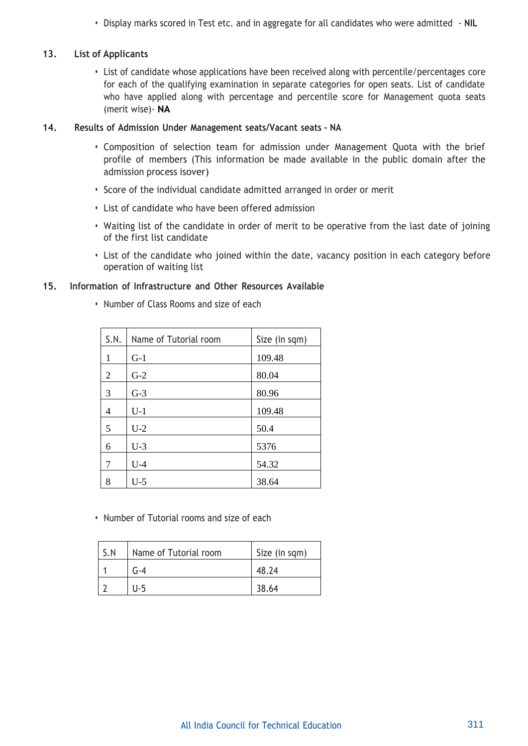- Display marks scored in Test etc. and in aggregate for all candidates who were admitted - **NIL**

## 13. List of Applicants

- List of candidate whose applications have been received along with percentile/percentages core for each of the qualifying examination in separate categories for open seats. List of candidate who have applied along with percentage and percentile score for Management quota seats (merit wise)- **NA**

## 14. Results of Admission Under Management seats/Vacant seats - NA

- Composition of selection team for admission under Management Quota with the brief profile of members (This information be made available in the public domain after the admission process isover)
- Score of the individual candidate admitted arranged in order or merit
- List of candidate who have been offered admission
- Waiting list of the candidate in order of merit to be operative from the last date of joining of the first list candidate
- List of the candidate who joined within the date, vacancy position in each category before operation of waiting list

## 15. Information of Infrastructure and Other Resources Available

- Number of Class Rooms and size of each

| S.N. | Name of Tutorial room | Size (in sqm) |
|---|---|---|
| 1 | G-1 | 109.48 |
| 2 | G-2 | 80.04 |
| 3 | G-3 | 80.96 |
| 4 | U-1 | 109.48 |
| 5 | U-2 | 50.4 |
| 6 | U-3 | 5376 |
| 7 | U-4 | 54.32 |
| 8 | U-5 | 38.64 |

- Number of Tutorial rooms and size of each

| S.N | Name of Tutorial room | Size (in sqm) |
|---|---|---|
| 1 | G-4 | 48.24 |
| 2 | U-5 | 38.64 |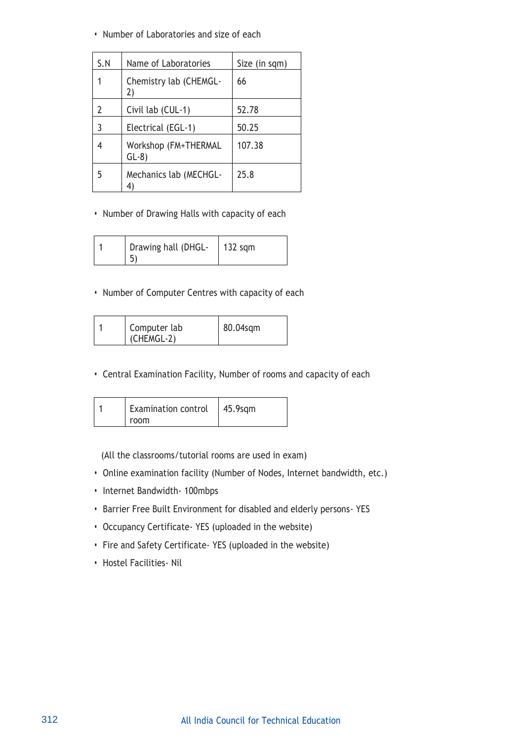- Number of Laboratories and size of each

| S.N | Name of Laboratories | Size (in sqm) |
|---|---|---|
| 1 | Chemistry lab (CHEMGL-2) | 66 |
| 2 | Civil lab (CUL-1) | 52.78 |
| 3 | Electrical (EGL-1) | 50.25 |
| 4 | Workshop (FM+THERMAL GL-8) | 107.38 |
| 5 | Mechanics lab (MECHGL-4) | 25.8 |

- Number of Drawing Halls with capacity of each

| | | |
|---|---|---|
| 1 | Drawing hall (DHGL-5) | 132 sqm |

- Number of Computer Centres with capacity of each

| | | |
|---|---|---|
| 1 | Computer lab (CHEMGL-2) | 80.04sqm |

- Central Examination Facility, Number of rooms and capacity of each

| | | |
|---|---|---|
| 1 | Examination control room | 45.9sqm |

(All the classrooms/tutorial rooms are used in exam)

- Online examination facility (Number of Nodes, Internet bandwidth, etc.)
- Internet Bandwidth- 100mbps
- Barrier Free Built Environment for disabled and elderly persons- YES
- Occupancy Certificate- YES (uploaded in the website)
- Fire and Safety Certificate- YES (uploaded in the website)
- Hostel Facilities- Nil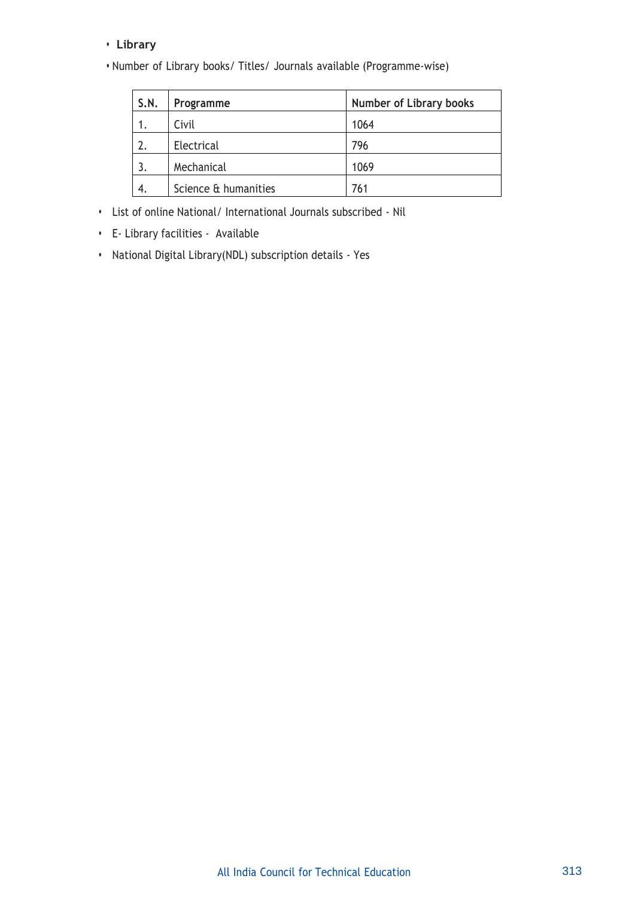- **Library**
- Number of Library books/ Titles/ Journals available (Programme-wise)

| S.N. | Programme | Number of Library books |
|---|---|---|
| 1. | Civil | 1064 |
| 2. | Electrical | 796 |
| 3. | Mechanical | 1069 |
| 4. | Science & humanities | 761 |

- List of online National/ International Journals subscribed - Nil
- E- Library facilities - Available
- National Digital Library(NDL) subscription details - Yes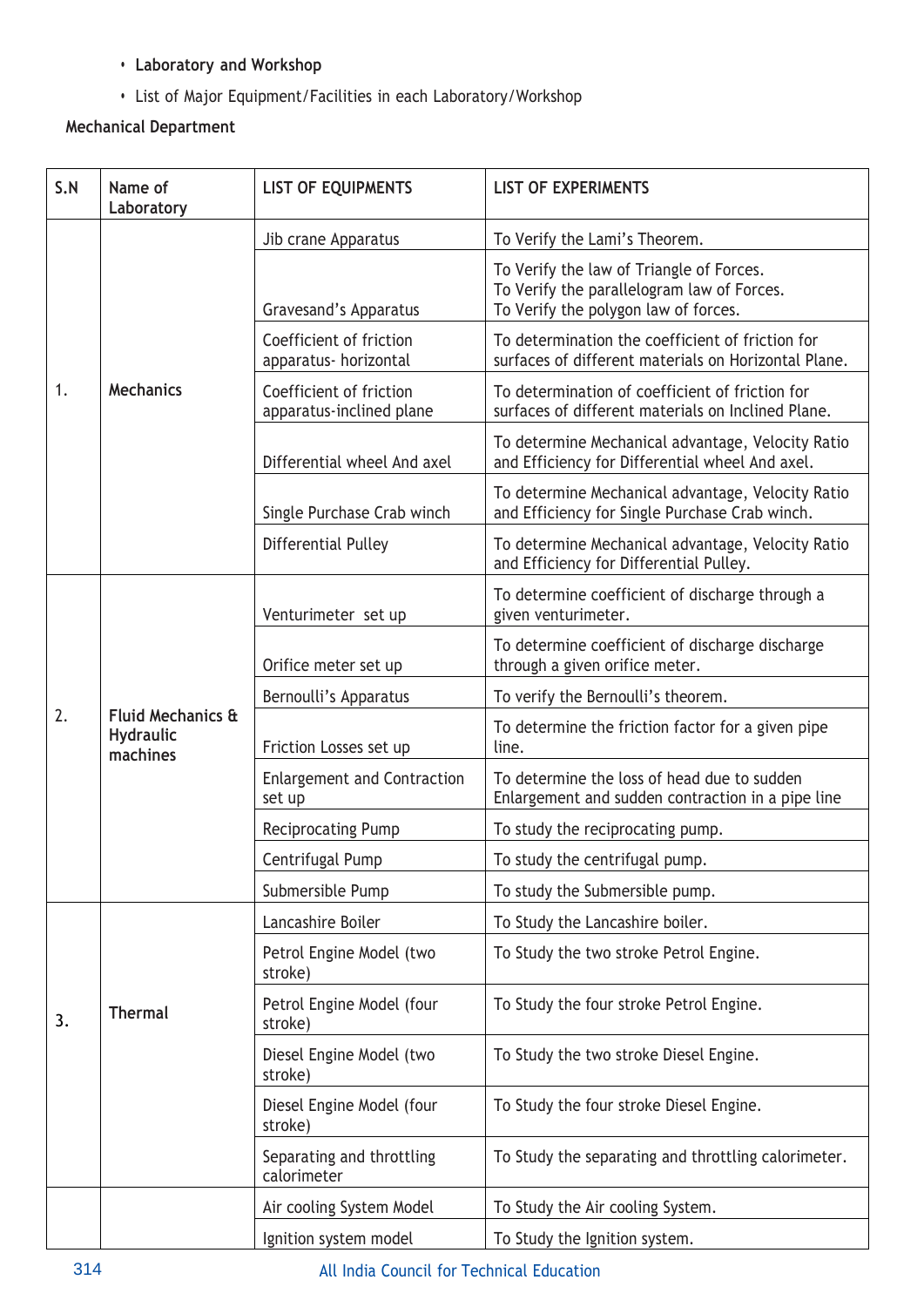- **Laboratory and Workshop**
- List of Major Equipment/Facilities in each Laboratory/Workshop

**Mechanical Department**

| S.N | Name of Laboratory | LIST OF EQUIPMENTS | LIST OF EXPERIMENTS |
|---|---|---|---|
| 1. | **Mechanics** | Jib crane Apparatus | To Verify the Lami's Theorem. |
| | | Gravesand's Apparatus | To Verify the law of Triangle of Forces.<br>To Verify the parallelogram law of Forces.<br>To Verify the polygon law of forces. |
| | | Coefficient of friction apparatus- horizontal | To determination the coefficient of friction for surfaces of different materials on Horizontal Plane. |
| | | Coefficient of friction apparatus-inclined plane | To determination of coefficient of friction for surfaces of different materials on Inclined Plane. |
| | | Differential wheel And axel | To determine Mechanical advantage, Velocity Ratio and Efficiency for Differential wheel And axel. |
| | | Single Purchase Crab winch | To determine Mechanical advantage, Velocity Ratio and Efficiency for Single Purchase Crab winch. |
| | | Differential Pulley | To determine Mechanical advantage, Velocity Ratio and Efficiency for Differential Pulley. |
| 2. | **Fluid Mechanics & Hydraulic machines** | Venturimeter set up | To determine coefficient of discharge through a given venturimeter. |
| | | Orifice meter set up | To determine coefficient of discharge discharge through a given orifice meter. |
| | | Bernoulli's Apparatus | To verify the Bernoulli's theorem. |
| | | Friction Losses set up | To determine the friction factor for a given pipe line. |
| | | Enlargement and Contraction set up | To determine the loss of head due to sudden Enlargement and sudden contraction in a pipe line |
| | | Reciprocating Pump | To study the reciprocating pump. |
| | | Centrifugal Pump | To study the centrifugal pump. |
| | | Submersible Pump | To study the Submersible pump. |
| 3. | **Thermal** | Lancashire Boiler | To Study the Lancashire boiler. |
| | | Petrol Engine Model (two stroke) | To Study the two stroke Petrol Engine. |
| | | Petrol Engine Model (four stroke) | To Study the four stroke Petrol Engine. |
| | | Diesel Engine Model (two stroke) | To Study the two stroke Diesel Engine. |
| | | Diesel Engine Model (four stroke) | To Study the four stroke Diesel Engine. |
| | | Separating and throttling calorimeter | To Study the separating and throttling calorimeter. |
| | | Air cooling System Model | To Study the Air cooling System. |
| | | Ignition system model | To Study the Ignition system. |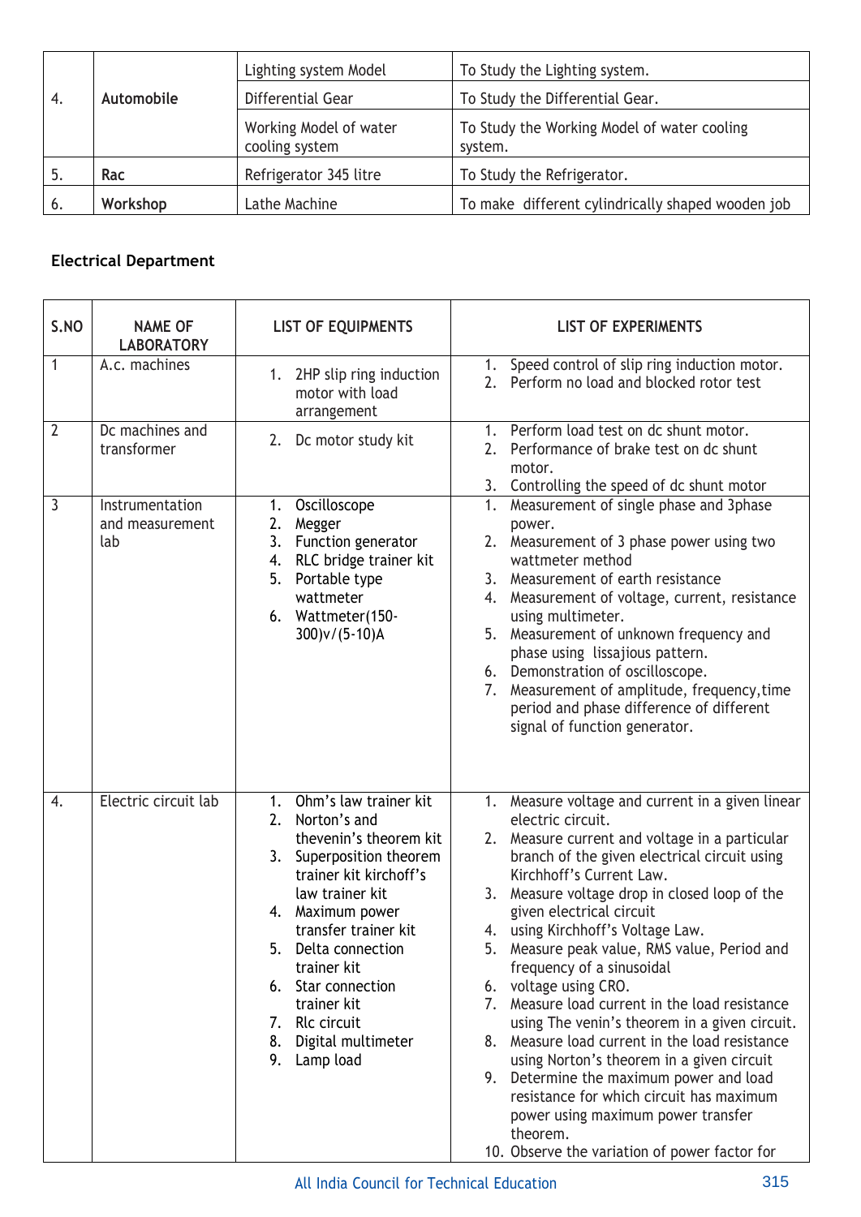| | | | |
|---|---|---|---|
| 4. | **Automobile** | Lighting system Model | To Study the Lighting system. |
| | | Differential Gear | To Study the Differential Gear. |
| | | Working Model of water cooling system | To Study the Working Model of water cooling system. |
| 5. | **Rac** | Refrigerator 345 litre | To Study the Refrigerator. |
| 6. | **Workshop** | Lathe Machine | To make different cylindrically shaped wooden job |

**Electrical Department**

| S.NO | NAME OF LABORATORY | LIST OF EQUIPMENTS | LIST OF EXPERIMENTS |
|---|---|---|---|
| 1 | A.c. machines | 1. 2HP slip ring induction motor with load arrangement | 1. Speed control of slip ring induction motor.<br>2. Perform no load and blocked rotor test |
| 2 | Dc machines and transformer | 2. Dc motor study kit | 1. Perform load test on dc shunt motor.<br>2. Performance of brake test on dc shunt motor.<br>3. Controlling the speed of dc shunt motor |
| 3 | Instrumentation and measurement lab | 1. Oscilloscope<br>2. Megger<br>3. Function generator<br>4. RLC bridge trainer kit<br>5. Portable type wattmeter<br>6. Wattmeter(150-300)v/(5-10)A | 1. Measurement of single phase and 3phase power.<br>2. Measurement of 3 phase power using two wattmeter method<br>3. Measurement of earth resistance<br>4. Measurement of voltage, current, resistance using multimeter.<br>5. Measurement of unknown frequency and phase using lissajious pattern.<br>6. Demonstration of oscilloscope.<br>7. Measurement of amplitude, frequency,time period and phase difference of different signal of function generator. |
| 4. | Electric circuit lab | 1. Ohm's law trainer kit<br>2. Norton's and thevenin's theorem kit<br>3. Superposition theorem trainer kit kirchoff's law trainer kit<br>4. Maximum power transfer trainer kit<br>5. Delta connection trainer kit<br>6. Star connection trainer kit<br>7. Rlc circuit<br>8. Digital multimeter<br>9. Lamp load | 1. Measure voltage and current in a given linear electric circuit.<br>2. Measure current and voltage in a particular branch of the given electrical circuit using Kirchhoff's Current Law.<br>3. Measure voltage drop in closed loop of the given electrical circuit<br>4. using Kirchhoff's Voltage Law.<br>5. Measure peak value, RMS value, Period and frequency of a sinusoidal<br>6. voltage using CRO.<br>7. Measure load current in the load resistance using The venin's theorem in a given circuit.<br>8. Measure load current in the load resistance using Norton's theorem in a given circuit<br>9. Determine the maximum power and load resistance for which circuit has maximum power using maximum power transfer theorem.<br>10. Observe the variation of power factor for |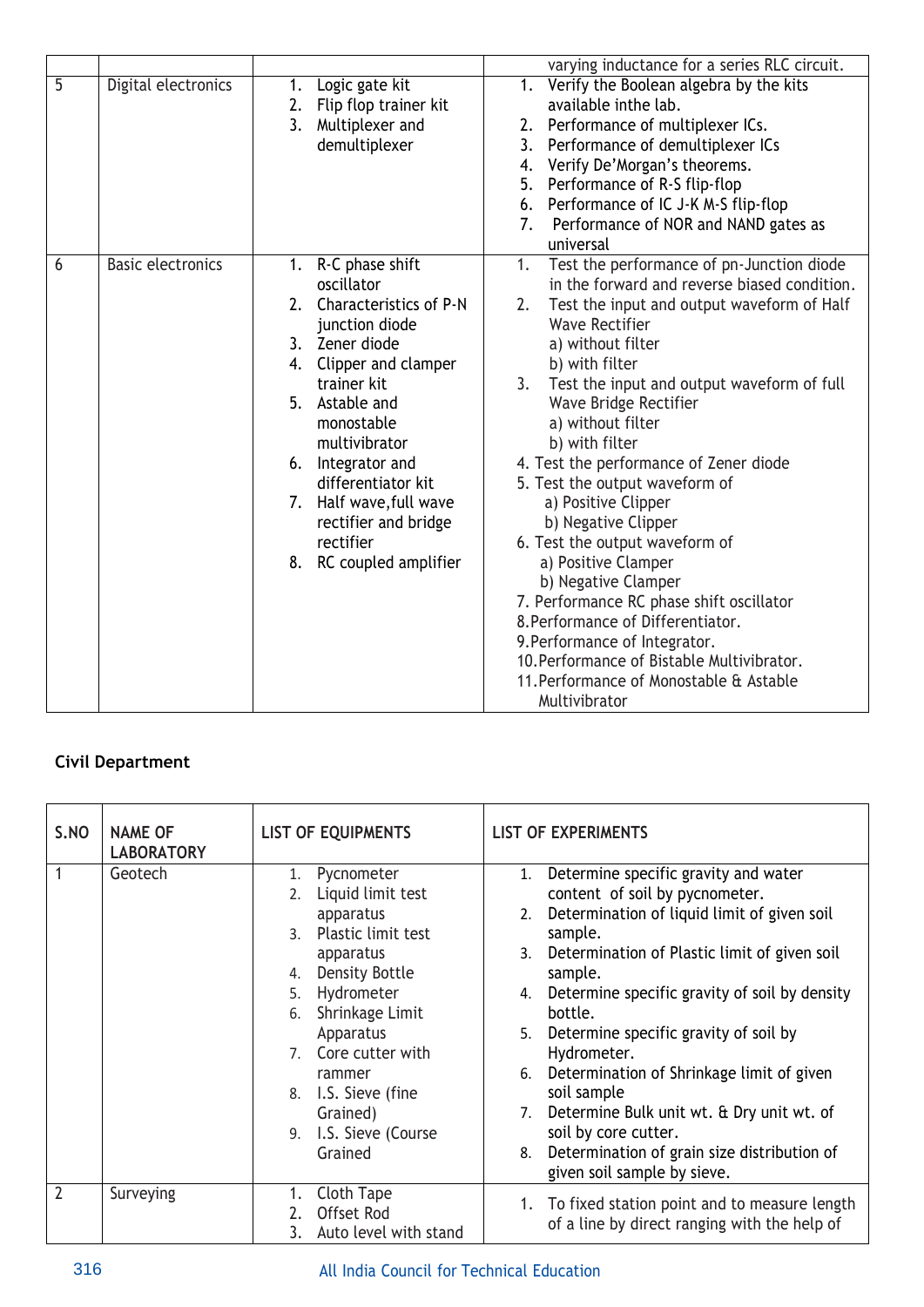|  |  |  | varying inductance for a series RLC circuit. |
|---|---|---|---|
| 5 | Digital electronics | 1. Logic gate kit<br>2. Flip flop trainer kit<br>3. Multiplexer and demultiplexer | 1. Verify the Boolean algebra by the kits available inthe lab.<br>2. Performance of multiplexer ICs.<br>3. Performance of demultiplexer ICs<br>4. Verify De'Morgan's theorems.<br>5. Performance of R-S flip-flop<br>6. Performance of IC J-K M-S flip-flop<br>7. Performance of NOR and NAND gates as universal |
| 6 | Basic electronics | 1. R-C phase shift oscillator<br>2. Characteristics of P-N junction diode<br>3. Zener diode<br>4. Clipper and clamper trainer kit<br>5. Astable and monostable multivibrator<br>6. Integrator and differentiator kit<br>7. Half wave,full wave rectifier and bridge rectifier<br>8. RC coupled amplifier | 1. Test the performance of pn-Junction diode in the forward and reverse biased condition.<br>2. Test the input and output waveform of Half Wave Rectifier<br>a) without filter<br>b) with filter<br>3. Test the input and output waveform of full Wave Bridge Rectifier<br>a) without filter<br>b) with filter<br>4. Test the performance of Zener diode<br>5. Test the output waveform of<br>a) Positive Clipper<br>b) Negative Clipper<br>6. Test the output waveform of<br>a) Positive Clamper<br>b) Negative Clamper<br>7. Performance RC phase shift oscillator<br>8. Performance of Differentiator.<br>9. Performance of Integrator.<br>10. Performance of Bistable Multivibrator.<br>11. Performance of Monostable & Astable Multivibrator |

**Civil Department**

| S.NO | NAME OF LABORATORY | LIST OF EQUIPMENTS | LIST OF EXPERIMENTS |
|---|---|---|---|
| 1 | Geotech | 1. Pycnometer<br>2. Liquid limit test apparatus<br>3. Plastic limit test apparatus<br>4. Density Bottle<br>5. Hydrometer<br>6. Shrinkage Limit Apparatus<br>7. Core cutter with rammer<br>8. I.S. Sieve (fine Grained)<br>9. I.S. Sieve (Course Grained | 1. Determine specific gravity and water content of soil by pycnometer.<br>2. Determination of liquid limit of given soil sample.<br>3. Determination of Plastic limit of given soil sample.<br>4. Determine specific gravity of soil by density bottle.<br>5. Determine specific gravity of soil by Hydrometer.<br>6. Determination of Shrinkage limit of given soil sample<br>7. Determine Bulk unit wt. & Dry unit wt. of soil by core cutter.<br>8. Determination of grain size distribution of given soil sample by sieve. |
| 2 | Surveying | 1. Cloth Tape<br>2. Offset Rod<br>3. Auto level with stand | 1. To fixed station point and to measure length of a line by direct ranging with the help of |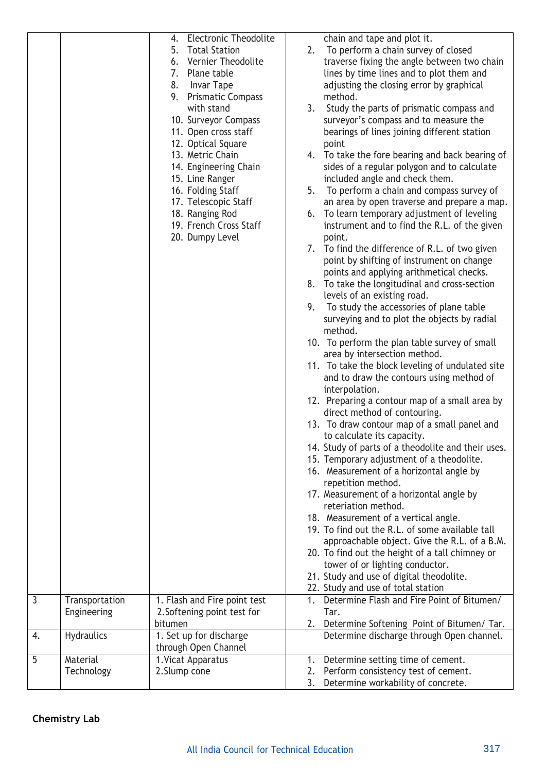| | | | |
|---|---|---|---|
| | | 4. Electronic Theodolite<br>5. Total Station<br>6. Vernier Theodolite<br>7. Plane table<br>8. Invar Tape<br>9. Prismatic Compass with stand<br>10. Surveyor Compass<br>11. Open cross staff<br>12. Optical Square<br>13. Metric Chain<br>14. Engineering Chain<br>15. Line Ranger<br>16. Folding Staff<br>17. Telescopic Staff<br>18. Ranging Rod<br>19. French Cross Staff<br>20. Dumpy Level | chain and tape and plot it.<br>2. To perform a chain survey of closed traverse fixing the angle between two chain lines by time lines and to plot them and adjusting the closing error by graphical method.<br>3. Study the parts of prismatic compass and surveyor's compass and to measure the bearings of lines joining different station point<br>4. To take the fore bearing and back bearing of sides of a regular polygon and to calculate included angle and check them.<br>5. To perform a chain and compass survey of an area by open traverse and prepare a map.<br>6. To learn temporary adjustment of leveling instrument and to find the R.L. of the given point.<br>7. To find the difference of R.L. of two given point by shifting of instrument on change points and applying arithmetical checks.<br>8. To take the longitudinal and cross-section levels of an existing road.<br>9. To study the accessories of plane table surveying and to plot the objects by radial method.<br>10. To perform the plan table survey of small area by intersection method.<br>11. To take the block leveling of undulated site and to draw the contours using method of interpolation.<br>12. Preparing a contour map of a small area by direct method of contouring.<br>13. To draw contour map of a small panel and to calculate its capacity.<br>14. Study of parts of a theodolite and their uses.<br>15. Temporary adjustment of a theodolite.<br>16. Measurement of a horizontal angle by repetition method.<br>17. Measurement of a horizontal angle by reteriation method.<br>18. Measurement of a vertical angle.<br>19. To find out the R.L. of some available tall approachable object. Give the R.L. of a B.M.<br>20. To find out the height of a tall chimney or tower of or lighting conductor.<br>21. Study and use of digital theodolite.<br>22. Study and use of total station |
| 3 | Transportation Engineering | 1. Flash and Fire point test<br>2.Softening point test for bitumen | 1. Determine Flash and Fire Point of Bitumen/ Tar.<br>2. Determine Softening Point of Bitumen/ Tar. |
| 4. | Hydraulics | 1. Set up for discharge through Open Channel | Determine discharge through Open channel. |
| 5 | Material Technology | 1.Vicat Apparatus<br>2.Slump cone | 1. Determine setting time of cement.<br>2. Perform consistency test of cement.<br>3. Determine workability of concrete. |

**Chemistry Lab**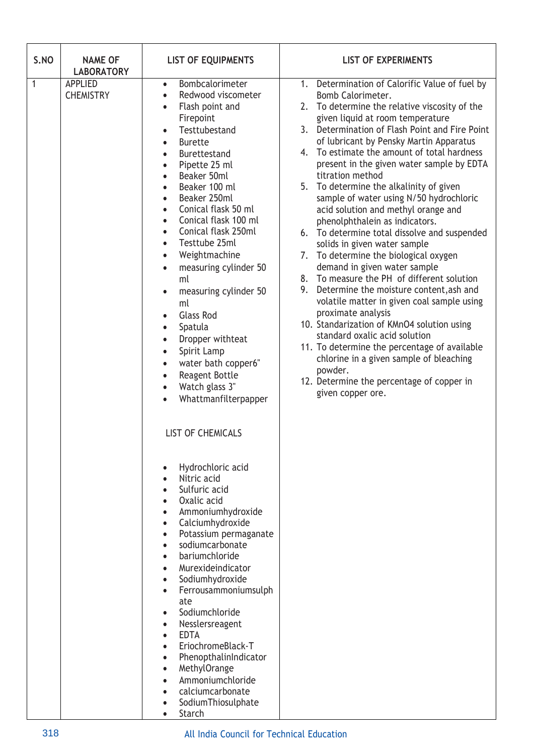| S.NO | NAME OF LABORATORY | LIST OF EQUIPMENTS | LIST OF EXPERIMENTS |
|---|---|---|---|
| 1 | APPLIED CHEMISTRY | • Bombcalorimeter<br>• Redwood viscometer<br>• Flash point and Firepoint<br>• Testtubestand<br>• Burette<br>• Burettestand<br>• Pipette 25 ml<br>• Beaker 50ml<br>• Beaker 100 ml<br>• Beaker 250ml<br>• Conical flask 50 ml<br>• Conical flask 100 ml<br>• Conical flask 250ml<br>• Testtube 25ml<br>• Weightmachine<br>• measuring cylinder 50 ml<br>• measuring cylinder 50 ml<br>• Glass Rod<br>• Spatula<br>• Dropper withteat<br>• Spirit Lamp<br>• water bath copper6"<br>• Reagent Bottle<br>• Watch glass 3"<br>• Whattmanfilterpapper<br><br>LIST OF CHEMICALS<br><br>• Hydrochloric acid<br>• Nitric acid<br>• Sulfuric acid<br>• Oxalic acid<br>• Ammoniumhydroxide<br>• Calciumhydroxide<br>• Potassium permaganate<br>• sodiumcarbonate<br>• bariumchloride<br>• Murexideindicator<br>• Sodiumhydroxide<br>• Ferrousammoniumsulphate<br>• Sodiumchloride<br>• Nesslersreagent<br>• EDTA<br>• EriochromeBlack-T<br>• PhenopthalinIndicator<br>• MethylOrange<br>• Ammoniumchloride<br>• calciumcarbonate<br>• SodiumThiosulphate<br>• Starch | 1. Determination of Calorific Value of fuel by Bomb Calorimeter.<br>2. To determine the relative viscosity of the given liquid at room temperature<br>3. Determination of Flash Point and Fire Point of lubricant by Pensky Martin Apparatus<br>4. To estimate the amount of total hardness present in the given water sample by EDTA titration method<br>5. To determine the alkalinity of given sample of water using N/50 hydrochloric acid solution and methyl orange and phenolphthalein as indicators.<br>6. To determine total dissolve and suspended solids in given water sample<br>7. To determine the biological oxygen demand in given water sample<br>8. To measure the PH of different solution<br>9. Determine the moisture content,ash and volatile matter in given coal sample using proximate analysis<br>10. Standarization of $KMnO_4$ solution using standard oxalic acid solution<br>11. To determine the percentage of available chlorine in a given sample of bleaching powder.<br>12. Determine the percentage of copper in given copper ore. |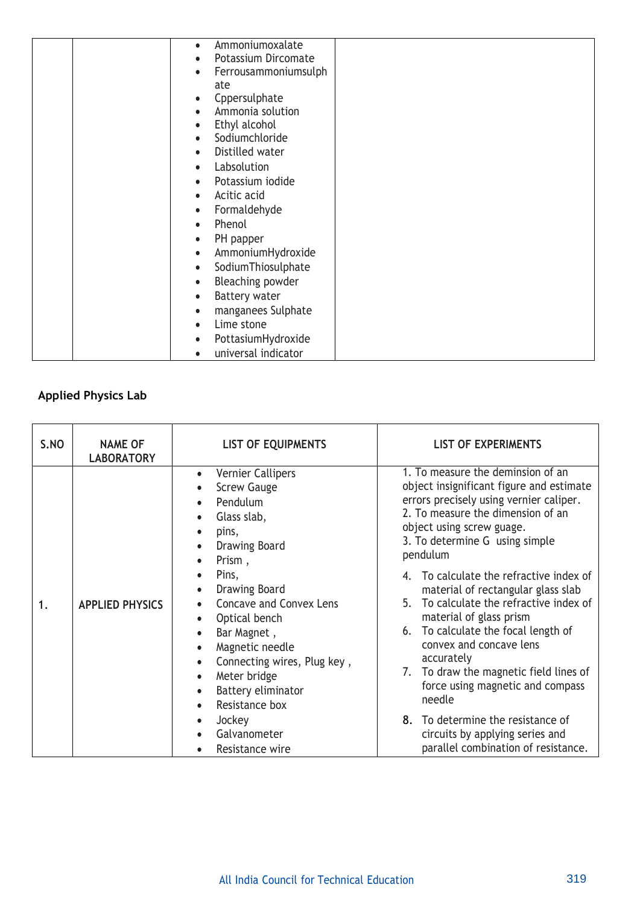| | | | |
|---|---|---|---|
| | | • Ammoniumoxalate<br>• Potassium Dircomate<br>• Ferrousammoniumsulphate<br>• Cppersulphate<br>• Ammonia solution<br>• Ethyl alcohol<br>• Sodiumchloride<br>• Distilled water<br>• Labsolution<br>• Potassium iodide<br>• Acitic acid<br>• Formaldehyde<br>• Phenol<br>• PH papper<br>• AmmoniumHydroxide<br>• SodiumThiosulphate<br>• Bleaching powder<br>• Battery water<br>• manganees Sulphate<br>• Lime stone<br>• PottasiumHydroxide<br>• universal indicator | |

**Applied Physics Lab**

| S.NO | NAME OF LABORATORY | LIST OF EQUIPMENTS | LIST OF EXPERIMENTS |
|---|---|---|---|
| 1. | APPLIED PHYSICS | • Vernier Callipers<br>• Screw Gauge<br>• Pendulum<br>• Glass slab,<br>• pins,<br>• Drawing Board<br>• Prism ,<br>• Pins,<br>• Drawing Board<br>• Concave and Convex Lens<br>• Optical bench<br>• Bar Magnet ,<br>• Magnetic needle<br>• Connecting wires, Plug key ,<br>• Meter bridge<br>• Battery eliminator<br>• Resistance box<br>• Jockey<br>• Galvanometer<br>• Resistance wire | 1. To measure the deminsion of an object insignificant figure and estimate errors precisely using vernier caliper.<br>2. To measure the dimension of an object using screw guage.<br>3. To determine G using simple pendulum<br>4. To calculate the refractive index of material of rectangular glass slab<br>5. To calculate the refractive index of material of glass prism<br>6. To calculate the focal length of convex and concave lens accurately<br>7. To draw the magnetic field lines of force using magnetic and compass needle<br>8. To determine the resistance of circuits by applying series and parallel combination of resistance. |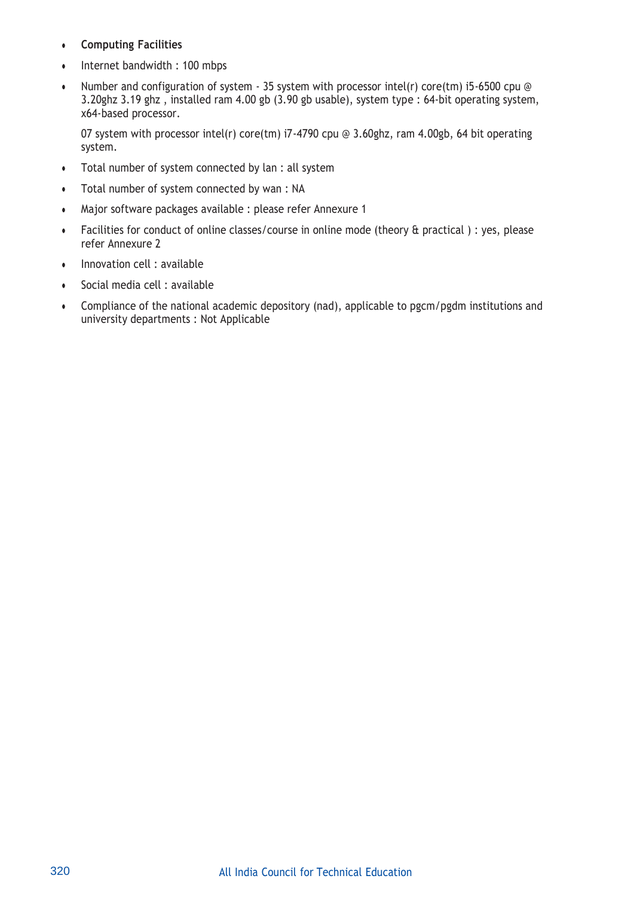- **Computing Facilities**
- Internet bandwidth : 100 mbps
- Number and configuration of system - 35 system with processor intel(r) core(tm) i5-6500 cpu @ 3.20ghz 3.19 ghz , installed ram 4.00 gb (3.90 gb usable), system type : 64-bit operating system, x64-based processor.

  07 system with processor intel(r) core(tm) i7-4790 cpu @ 3.60ghz, ram 4.00gb, 64 bit operating system.
- Total number of system connected by lan : all system
- Total number of system connected by wan : NA
- Major software packages available : please refer Annexure 1
- Facilities for conduct of online classes/course in online mode (theory & practical ) : yes, please refer Annexure 2
- Innovation cell : available
- Social media cell : available
- Compliance of the national academic depository (nad), applicable to pgcm/pgdm institutions and university departments : Not Applicable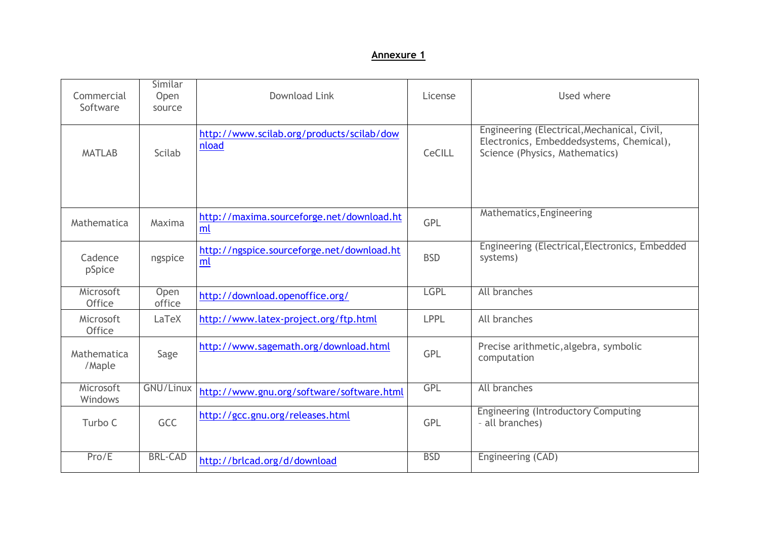**Annexure 1**

| Commercial Software | Similar Open source | Download Link | License | Used where |
|---|---|---|---|---|
| MATLAB | Scilab | http://www.scilab.org/products/scilab/download | CeCILL | Engineering (Electrical,Mechanical, Civil, Electronics, Embeddedsystems, Chemical), Science (Physics, Mathematics) |
| Mathematica | Maxima | http://maxima.sourceforge.net/download.html | GPL | Mathematics,Engineering |
| Cadence pSpice | ngspice | http://ngspice.sourceforge.net/download.html | BSD | Engineering (Electrical,Electronics, Embedded systems) |
| Microsoft Office | Open office | http://download.openoffice.org/ | LGPL | All branches |
| Microsoft Office | LaTeX | http://www.latex-project.org/ftp.html | LPPL | All branches |
| Mathematica /Maple | Sage | http://www.sagemath.org/download.html | GPL | Precise arithmetic,algebra, symbolic computation |
| Microsoft Windows | GNU/Linux | http://www.gnu.org/software/software.html | GPL | All branches |
| Turbo C | GCC | http://gcc.gnu.org/releases.html | GPL | Engineering (Introductory Computing - all branches) |
| Pro/E | BRL-CAD | http://brlcad.org/d/download | BSD | Engineering (CAD) |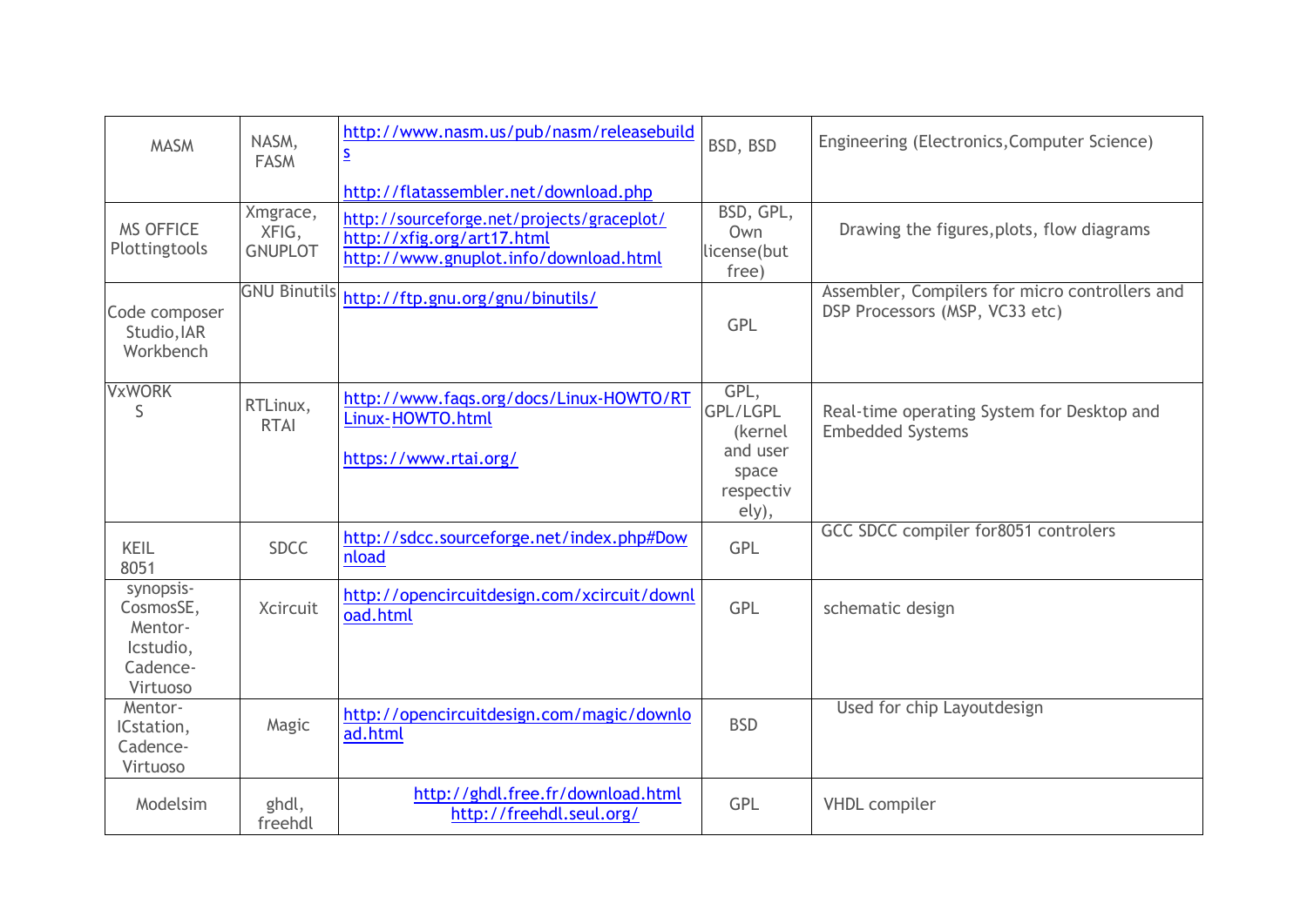| MASM | NASM, FASM | http://www.nasm.us/pub/nasm/releasebuilds http://flatassembler.net/download.php | BSD, BSD | Engineering (Electronics,Computer Science) |
|---|---|---|---|---|
| MS OFFICE Plottingtools | Xmgrace, XFIG, GNUPLOT | http://sourceforge.net/projects/graceplot/ http://xfig.org/art17.html http://www.gnuplot.info/download.html | BSD, GPL, Own license(but free) | Drawing the figures,plots, flow diagrams |
| Code composer Studio,IAR Workbench | GNU Binutils | http://ftp.gnu.org/gnu/binutils/ | GPL | Assembler, Compilers for micro controllers and DSP Processors (MSP, VC33 etc) |
| VxWORKS | RTLinux, RTAI | http://www.faqs.org/docs/Linux-HOWTO/RTLinux-HOWTO.html https://www.rtai.org/ | GPL, GPL/LGPL (kernel and user space respectively), | Real-time operating System for Desktop and Embedded Systems |
| KEIL 8051 | SDCC | http://sdcc.sourceforge.net/index.php#Download | GPL | GCC SDCC compiler for8051 controlers |
| synopsis-CosmosSE, Mentor-Icstudio, Cadence-Virtuoso | Xcircuit | http://opencircuitdesign.com/xcircuit/download.html | GPL | schematic design |
| Mentor-ICstation, Cadence-Virtuoso | Magic | http://opencircuitdesign.com/magic/download.html | BSD | Used for chip Layoutdesign |
| Modelsim | ghdl, freehdl | http://ghdl.free.fr/download.html http://freehdl.seul.org/ | GPL | VHDL compiler |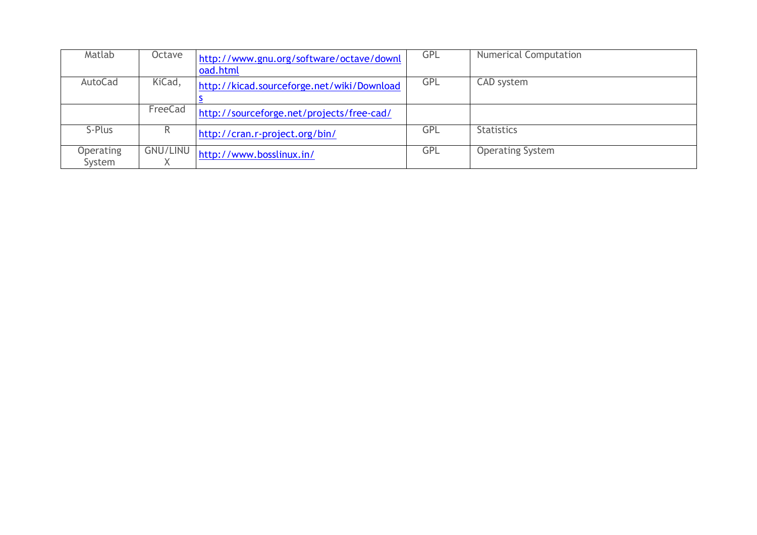| Matlab | Octave | http://www.gnu.org/software/octave/download.html | GPL | Numerical Computation |
|---|---|---|---|---|
| AutoCad | KiCad, | http://kicad.sourceforge.net/wiki/Downloads | GPL | CAD system |
| | FreeCad | http://sourceforge.net/projects/free-cad/ | | |
| S-Plus | R | http://cran.r-project.org/bin/ | GPL | Statistics |
| Operating System | GNU/LINUX | http://www.bosslinux.in/ | GPL | Operating System |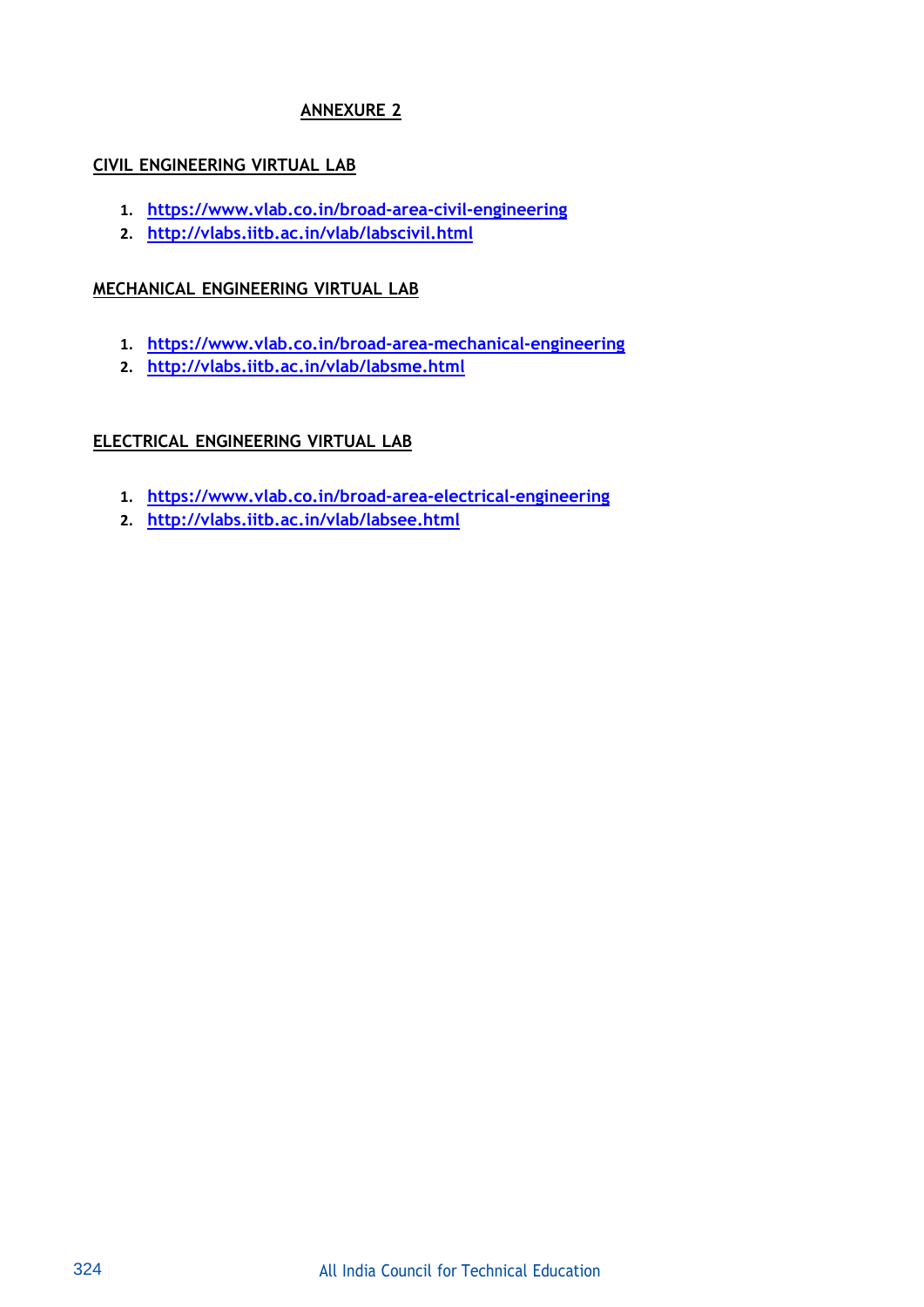## ANNEXURE 2

### CIVIL ENGINEERING VIRTUAL LAB

1. https://www.vlab.co.in/broad-area-civil-engineering
2. http://vlabs.iitb.ac.in/vlab/labscivil.html

### MECHANICAL ENGINEERING VIRTUAL LAB

1. https://www.vlab.co.in/broad-area-mechanical-engineering
2. http://vlabs.iitb.ac.in/vlab/labsme.html

### ELECTRICAL ENGINEERING VIRTUAL LAB

1. https://www.vlab.co.in/broad-area-electrical-engineering
2. http://vlabs.iitb.ac.in/vlab/labsee.html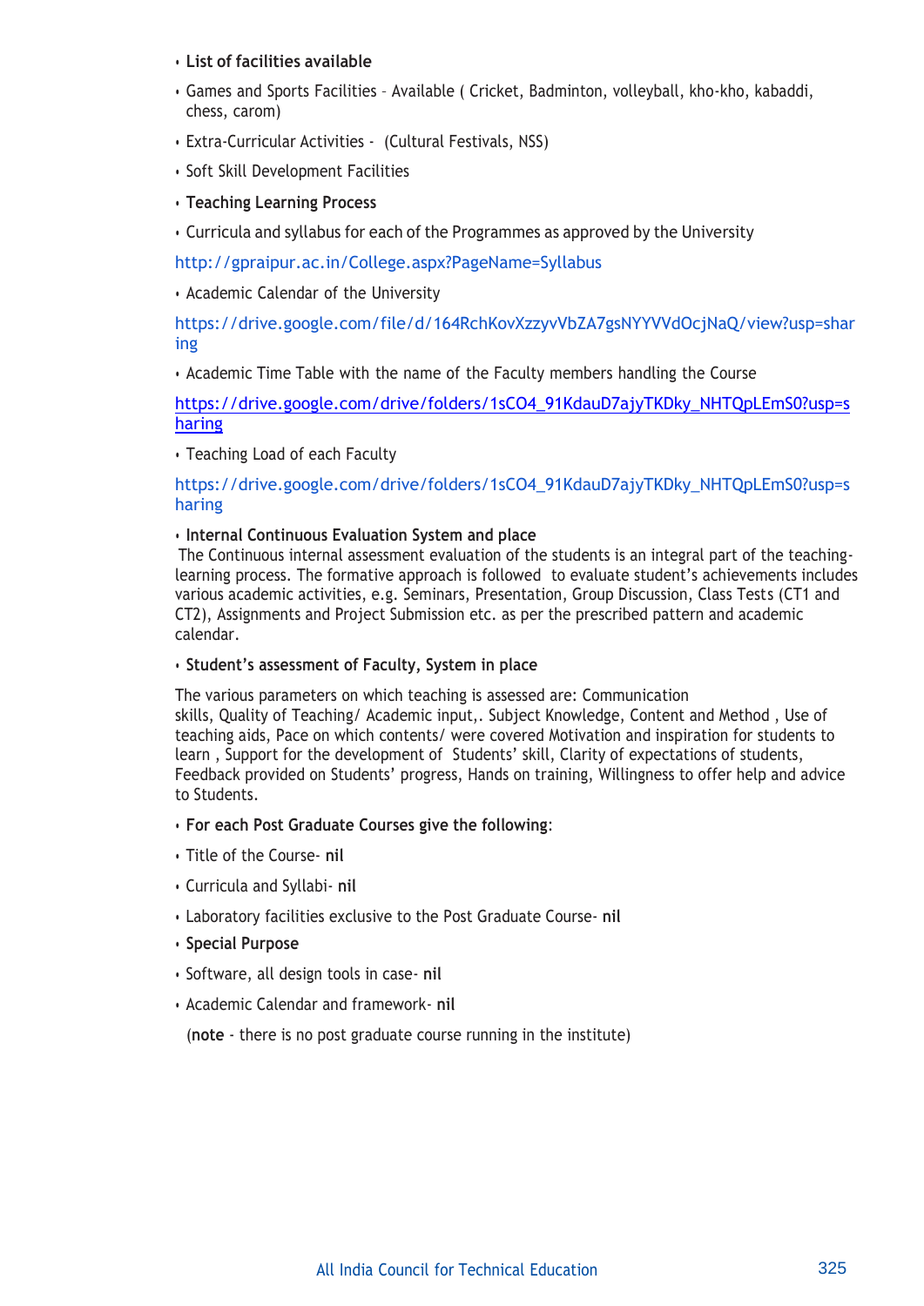- **List of facilities available**
- Games and Sports Facilities – Available ( Cricket, Badminton, volleyball, kho-kho, kabaddi, chess, carom)
- Extra-Curricular Activities - (Cultural Festivals, NSS)
- Soft Skill Development Facilities
- **Teaching Learning Process**
- Curricula and syllabus for each of the Programmes as approved by the University

http://gpraipur.ac.in/College.aspx?PageName=Syllabus

- Academic Calendar of the University

https://drive.google.com/file/d/164RchKovXzzyvVbZA7gsNYYVVdOcjNaQ/view?usp=sharing

- Academic Time Table with the name of the Faculty members handling the Course

https://drive.google.com/drive/folders/1sCO4_91KdauD7ajyTKDky_NHTQpLEmS0?usp=sharing

- Teaching Load of each Faculty

https://drive.google.com/drive/folders/1sCO4_91KdauD7ajyTKDky_NHTQpLEmS0?usp=sharing

- **Internal Continuous Evaluation System and place**

The Continuous internal assessment evaluation of the students is an integral part of the teaching-learning process. The formative approach is followed to evaluate student's achievements includes various academic activities, e.g. Seminars, Presentation, Group Discussion, Class Tests (CT1 and CT2), Assignments and Project Submission etc. as per the prescribed pattern and academic calendar.

- **Student's assessment of Faculty, System in place**

The various parameters on which teaching is assessed are: Communication skills, Quality of Teaching/ Academic input,. Subject Knowledge, Content and Method , Use of teaching aids, Pace on which contents/ were covered Motivation and inspiration for students to learn , Support for the development of Students' skill, Clarity of expectations of students, Feedback provided on Students' progress, Hands on training, Willingness to offer help and advice to Students.

- **For each Post Graduate Courses give the following**:
- Title of the Course- **nil**
- Curricula and Syllabi- **nil**
- Laboratory facilities exclusive to the Post Graduate Course- **nil**
- **Special Purpose**
- Software, all design tools in case- **nil**
- Academic Calendar and framework- **nil**

(**note** - there is no post graduate course running in the institute)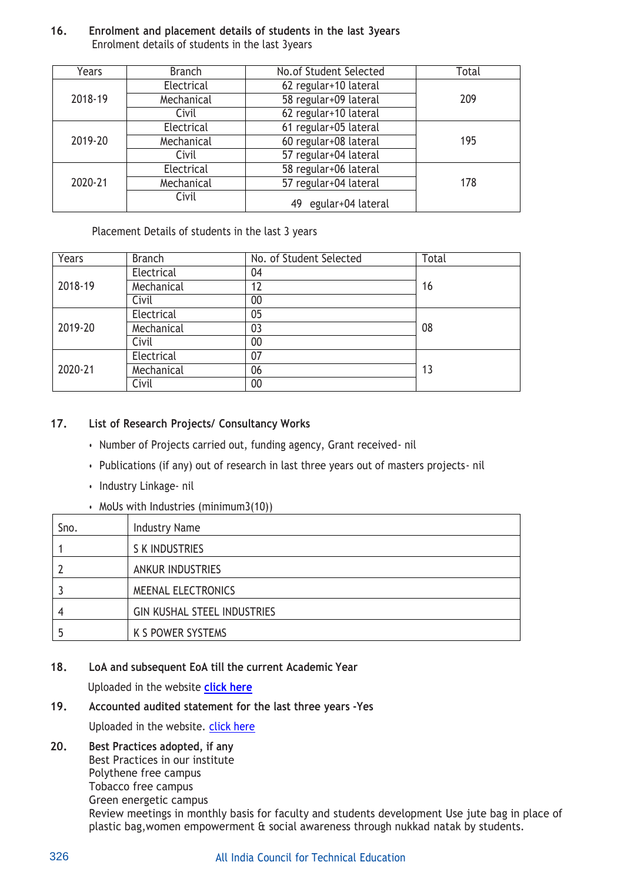**16. Enrolment and placement details of students in the last 3years**

Enrolment details of students in the last 3years

| Years | Branch | No.of Student Selected | Total |
|---|---|---|---|
| 2018-19 | Electrical | 62 regular+10 lateral | 209 |
| | Mechanical | 58 regular+09 lateral | |
| | Civil | 62 regular+10 lateral | |
| 2019-20 | Electrical | 61 regular+05 lateral | 195 |
| | Mechanical | 60 regular+08 lateral | |
| | Civil | 57 regular+04 lateral | |
| 2020-21 | Electrical | 58 regular+06 lateral | 178 |
| | Mechanical | 57 regular+04 lateral | |
| | Civil | 49 egular+04 lateral | |

Placement Details of students in the last 3 years

| Years | Branch | No. of Student Selected | Total |
|---|---|---|---|
| 2018-19 | Electrical | 04 | 16 |
| | Mechanical | 12 | |
| | Civil | 00 | |
| 2019-20 | Electrical | 05 | 08 |
| | Mechanical | 03 | |
| | Civil | 00 | |
| 2020-21 | Electrical | 07 | 13 |
| | Mechanical | 06 | |
| | Civil | 00 | |

**17. List of Research Projects/ Consultancy Works**

- Number of Projects carried out, funding agency, Grant received- nil
- Publications (if any) out of research in last three years out of masters projects- nil
- Industry Linkage- nil
- MoUs with Industries (minimum3(10))

| Sno. | Industry Name |
|---|---|
| 1 | S K INDUSTRIES |
| 2 | ANKUR INDUSTRIES |
| 3 | MEENAL ELECTRONICS |
| 4 | GIN KUSHAL STEEL INDUSTRIES |
| 5 | K S POWER SYSTEMS |

**18. LoA and subsequent EoA till the current Academic Year**

Uploaded in the website **click here**

**19. Accounted audited statement for the last three years -Yes**

Uploaded in the website. click here

**20. Best Practices adopted, if any**

Best Practices in our institute
Polythene free campus
Tobacco free campus
Green energetic campus
Review meetings in monthly basis for faculty and students development Use jute bag in place of plastic bag,women empowerment & social awareness through nukkad natak by students.